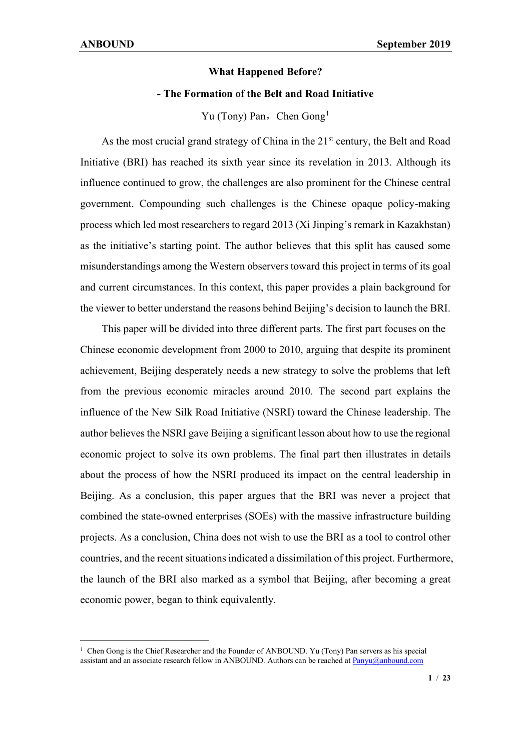# What Happened Before?

## - The Formation of the Belt and Road Initiative

Yu (Tony) Pan，Chen Gong[1]

As the most crucial grand strategy of China in the 21st century, the Belt and Road Initiative (BRI) has reached its sixth year since its revelation in 2013. Although its influence continued to grow, the challenges are also prominent for the Chinese central government. Compounding such challenges is the Chinese opaque policy-making process which led most researchers to regard 2013 (Xi Jinping's remark in Kazakhstan) as the initiative's starting point. The author believes that this split has caused some misunderstandings among the Western observers toward this project in terms of its goal and current circumstances. In this context, this paper provides a plain background for the viewer to better understand the reasons behind Beijing's decision to launch the BRI.

This paper will be divided into three different parts. The first part focuses on the Chinese economic development from 2000 to 2010, arguing that despite its prominent achievement, Beijing desperately needs a new strategy to solve the problems that left from the previous economic miracles around 2010. The second part explains the influence of the New Silk Road Initiative (NSRI) toward the Chinese leadership. The author believes the NSRI gave Beijing a significant lesson about how to use the regional economic project to solve its own problems. The final part then illustrates in details about the process of how the NSRI produced its impact on the central leadership in Beijing. As a conclusion, this paper argues that the BRI was never a project that combined the state-owned enterprises (SOEs) with the massive infrastructure building projects. As a conclusion, China does not wish to use the BRI as a tool to control other countries, and the recent situations indicated a dissimilation of this project. Furthermore, the launch of the BRI also marked as a symbol that Beijing, after becoming a great economic power, began to think equivalently.

---

[1] Chen Gong is the Chief Researcher and the Founder of ANBOUND. Yu (Tony) Pan servers as his special assistant and an associate research fellow in ANBOUND. Authors can be reached at Panyu@anbound.com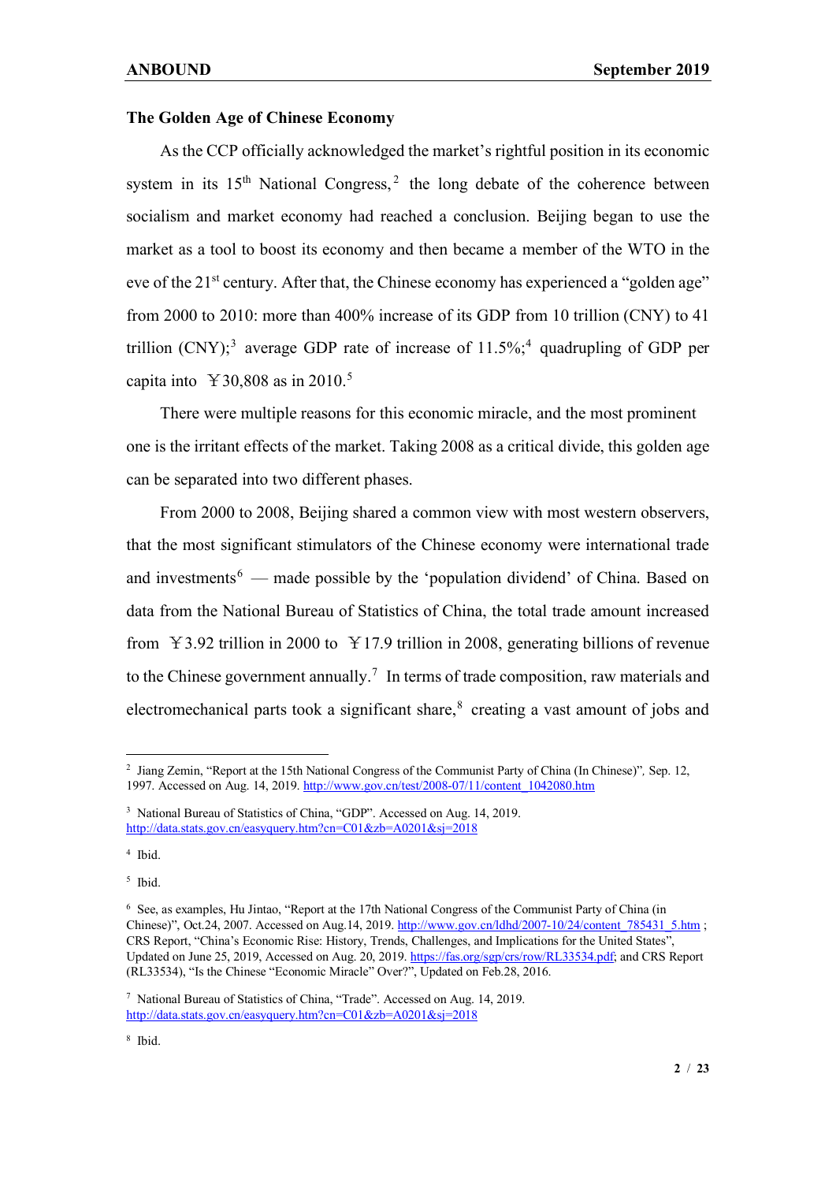**The Golden Age of Chinese Economy**

As the CCP officially acknowledged the market's rightful position in its economic system in its 15th National Congress,[2] the long debate of the coherence between socialism and market economy had reached a conclusion. Beijing began to use the market as a tool to boost its economy and then became a member of the WTO in the eve of the 21st century. After that, the Chinese economy has experienced a "golden age" from 2000 to 2010: more than 400% increase of its GDP from 10 trillion (CNY) to 41 trillion (CNY);[3] average GDP rate of increase of 11.5%;[4] quadrupling of GDP per capita into ￥30,808 as in 2010.[5]

There were multiple reasons for this economic miracle, and the most prominent one is the irritant effects of the market. Taking 2008 as a critical divide, this golden age can be separated into two different phases.

From 2000 to 2008, Beijing shared a common view with most western observers, that the most significant stimulators of the Chinese economy were international trade and investments[6] — made possible by the 'population dividend' of China. Based on data from the National Bureau of Statistics of China, the total trade amount increased from ￥3.92 trillion in 2000 to ￥17.9 trillion in 2008, generating billions of revenue to the Chinese government annually.[7] In terms of trade composition, raw materials and electromechanical parts took a significant share,[8] creating a vast amount of jobs and

---

[2] Jiang Zemin, "Report at the 15th National Congress of the Communist Party of China (In Chinese)", Sep. 12, 1997. Accessed on Aug. 14, 2019. http://www.gov.cn/test/2008-07/11/content_1042080.htm

[3] National Bureau of Statistics of China, "GDP". Accessed on Aug. 14, 2019. http://data.stats.gov.cn/easyquery.htm?cn=C01&zb=A0201&sj=2018

[4] Ibid.

[5] Ibid.

[6] See, as examples, Hu Jintao, "Report at the 17th National Congress of the Communist Party of China (in Chinese)", Oct.24, 2007. Accessed on Aug.14, 2019. http://www.gov.cn/ldhd/2007-10/24/content_785431_5.htm ; CRS Report, "China's Economic Rise: History, Trends, Challenges, and Implications for the United States", Updated on June 25, 2019, Accessed on Aug. 20, 2019. https://fas.org/sgp/crs/row/RL33534.pdf; and CRS Report (RL33534), "Is the Chinese "Economic Miracle" Over?", Updated on Feb.28, 2016.

[7] National Bureau of Statistics of China, "Trade". Accessed on Aug. 14, 2019. http://data.stats.gov.cn/easyquery.htm?cn=C01&zb=A0201&sj=2018

[8] Ibid.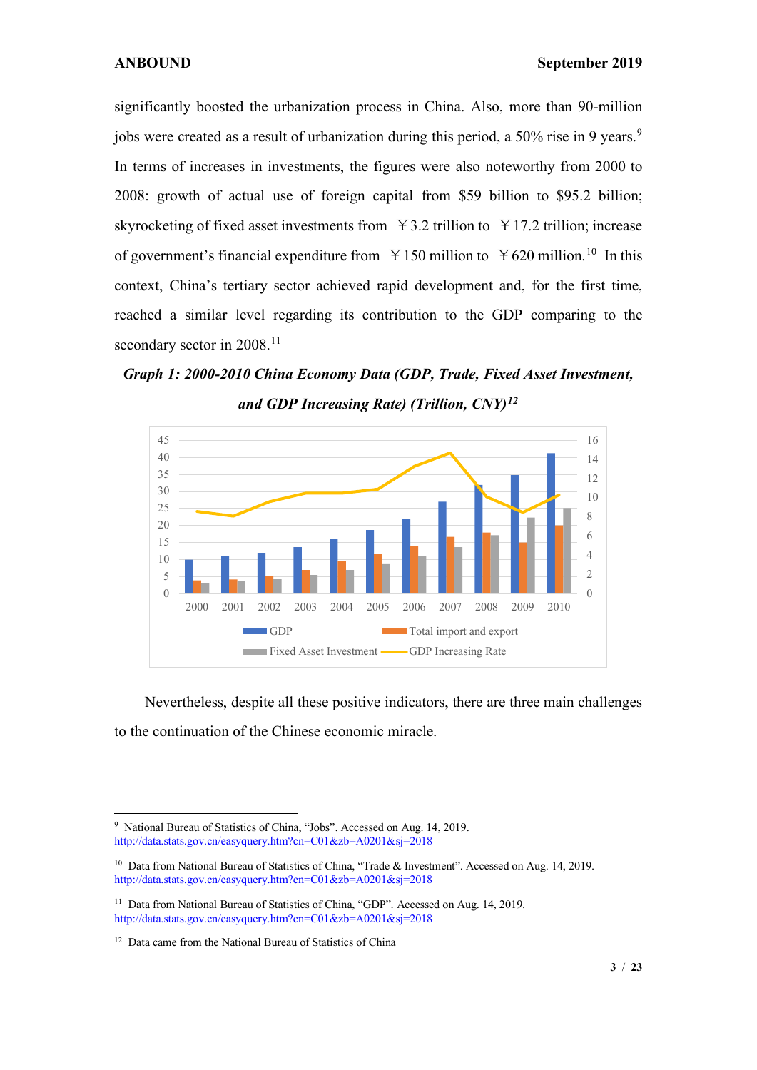significantly boosted the urbanization process in China. Also, more than 90-million jobs were created as a result of urbanization during this period, a 50% rise in 9 years.[9] In terms of increases in investments, the figures were also noteworthy from 2000 to 2008: growth of actual use of foreign capital from $59 billion to $95.2 billion; skyrocketing of fixed asset investments from ￥3.2 trillion to ￥17.2 trillion; increase of government's financial expenditure from ￥150 million to ￥620 million.[10] In this context, China's tertiary sector achieved rapid development and, for the first time, reached a similar level regarding its contribution to the GDP comparing to the secondary sector in 2008.[11]

***Graph 1: 2000-2010 China Economy Data (GDP, Trade, Fixed Asset Investment, and GDP Increasing Rate) (Trillion, CNY)[12]***

Nevertheless, despite all these positive indicators, there are three main challenges to the continuation of the Chinese economic miracle.

---

[9] National Bureau of Statistics of China, "Jobs". Accessed on Aug. 14, 2019. http://data.stats.gov.cn/easyquery.htm?cn=C01&zb=A0201&sj=2018

[10] Data from National Bureau of Statistics of China, "Trade & Investment". Accessed on Aug. 14, 2019. http://data.stats.gov.cn/easyquery.htm?cn=C01&zb=A0201&sj=2018

[11] Data from National Bureau of Statistics of China, "GDP". Accessed on Aug. 14, 2019. http://data.stats.gov.cn/easyquery.htm?cn=C01&zb=A0201&sj=2018

[12] Data came from the National Bureau of Statistics of China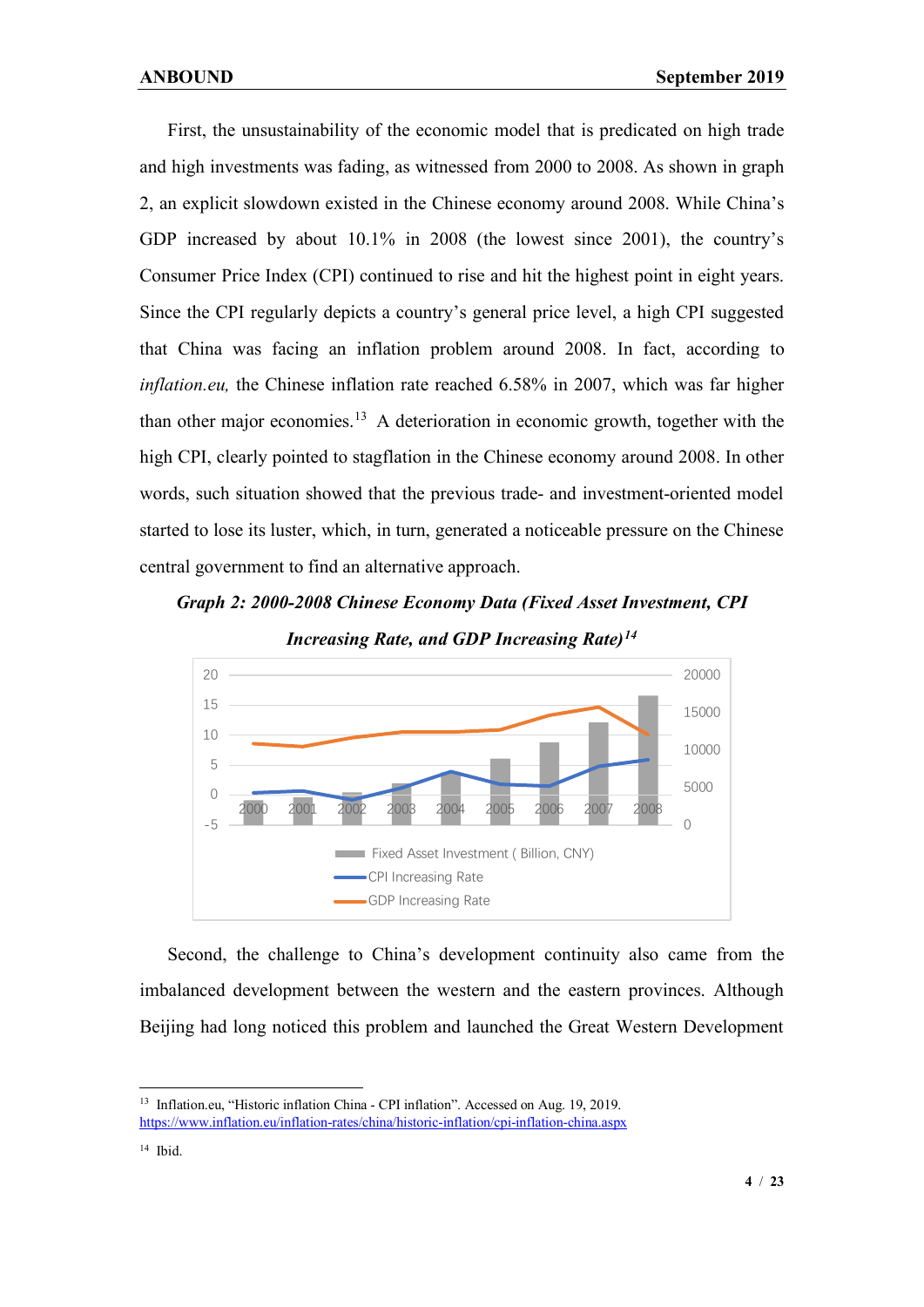First, the unsustainability of the economic model that is predicated on high trade and high investments was fading, as witnessed from 2000 to 2008. As shown in graph 2, an explicit slowdown existed in the Chinese economy around 2008. While China's GDP increased by about 10.1% in 2008 (the lowest since 2001), the country's Consumer Price Index (CPI) continued to rise and hit the highest point in eight years. Since the CPI regularly depicts a country's general price level, a high CPI suggested that China was facing an inflation problem around 2008. In fact, according to *inflation.eu,* the Chinese inflation rate reached 6.58% in 2007, which was far higher than other major economies.[13] A deterioration in economic growth, together with the high CPI, clearly pointed to stagflation in the Chinese economy around 2008. In other words, such situation showed that the previous trade- and investment-oriented model started to lose its luster, which, in turn, generated a noticeable pressure on the Chinese central government to find an alternative approach.

***Graph 2: 2000-2008 Chinese Economy Data (Fixed Asset Investment, CPI Increasing Rate, and GDP Increasing Rate)***[14]

Second, the challenge to China's development continuity also came from the imbalanced development between the western and the eastern provinces. Although Beijing had long noticed this problem and launched the Great Western Development

---

[13] Inflation.eu, "Historic inflation China - CPI inflation". Accessed on Aug. 19, 2019. https://www.inflation.eu/inflation-rates/china/historic-inflation/cpi-inflation-china.aspx

[14] Ibid.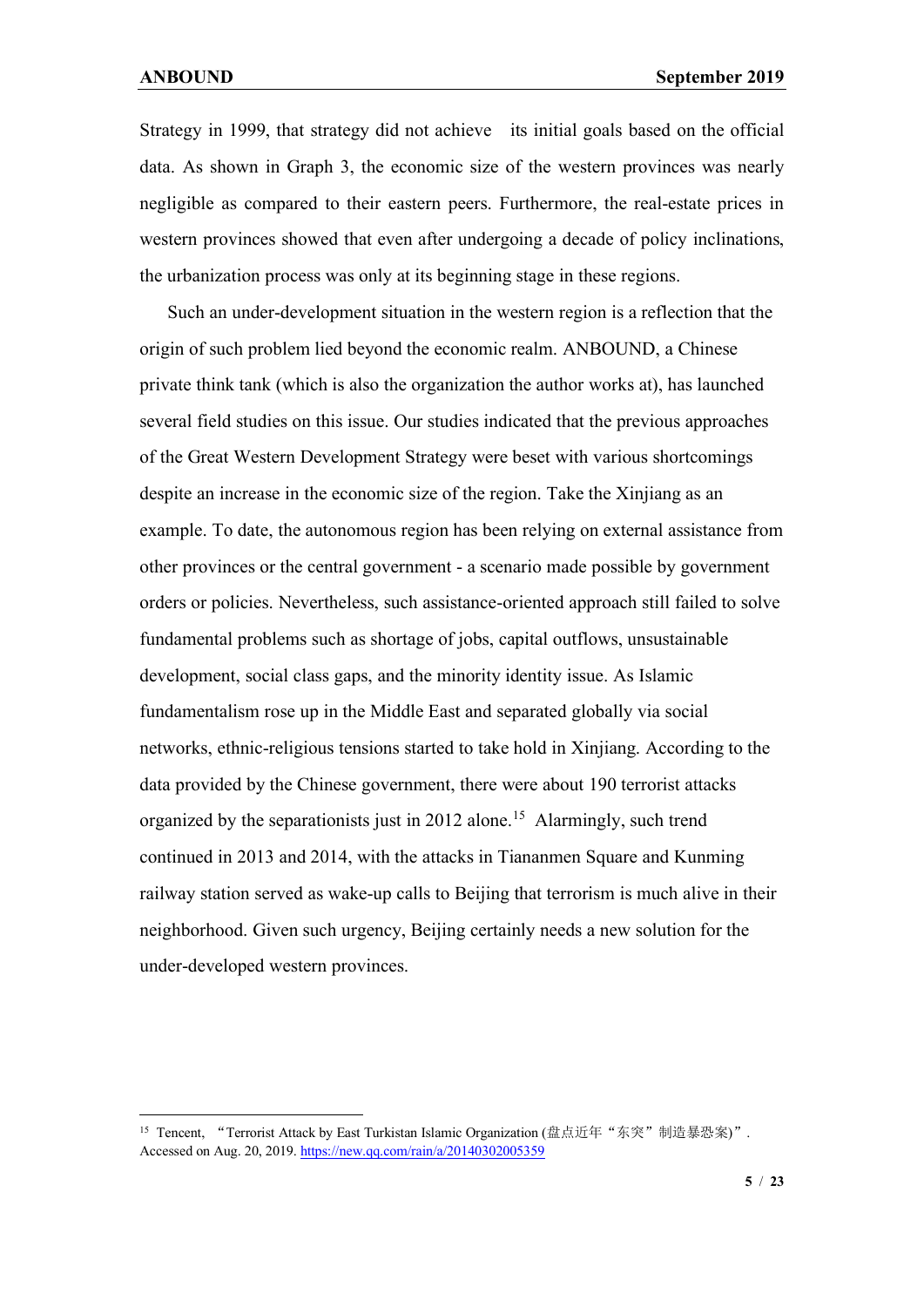Strategy in 1999, that strategy did not achieve its initial goals based on the official data. As shown in Graph 3, the economic size of the western provinces was nearly negligible as compared to their eastern peers. Furthermore, the real-estate prices in western provinces showed that even after undergoing a decade of policy inclinations, the urbanization process was only at its beginning stage in these regions.

Such an under-development situation in the western region is a reflection that the origin of such problem lied beyond the economic realm. ANBOUND, a Chinese private think tank (which is also the organization the author works at), has launched several field studies on this issue. Our studies indicated that the previous approaches of the Great Western Development Strategy were beset with various shortcomings despite an increase in the economic size of the region. Take the Xinjiang as an example. To date, the autonomous region has been relying on external assistance from other provinces or the central government - a scenario made possible by government orders or policies. Nevertheless, such assistance-oriented approach still failed to solve fundamental problems such as shortage of jobs, capital outflows, unsustainable development, social class gaps, and the minority identity issue. As Islamic fundamentalism rose up in the Middle East and separated globally via social networks, ethnic-religious tensions started to take hold in Xinjiang. According to the data provided by the Chinese government, there were about 190 terrorist attacks organized by the separationists just in 2012 alone.[15] Alarmingly, such trend continued in 2013 and 2014, with the attacks in Tiananmen Square and Kunming railway station served as wake-up calls to Beijing that terrorism is much alive in their neighborhood. Given such urgency, Beijing certainly needs a new solution for the under-developed western provinces.

---

[15] Tencent, "Terrorist Attack by East Turkistan Islamic Organization (盘点近年"东突"制造暴恐案)". Accessed on Aug. 20, 2019. https://new.qq.com/rain/a/20140302005359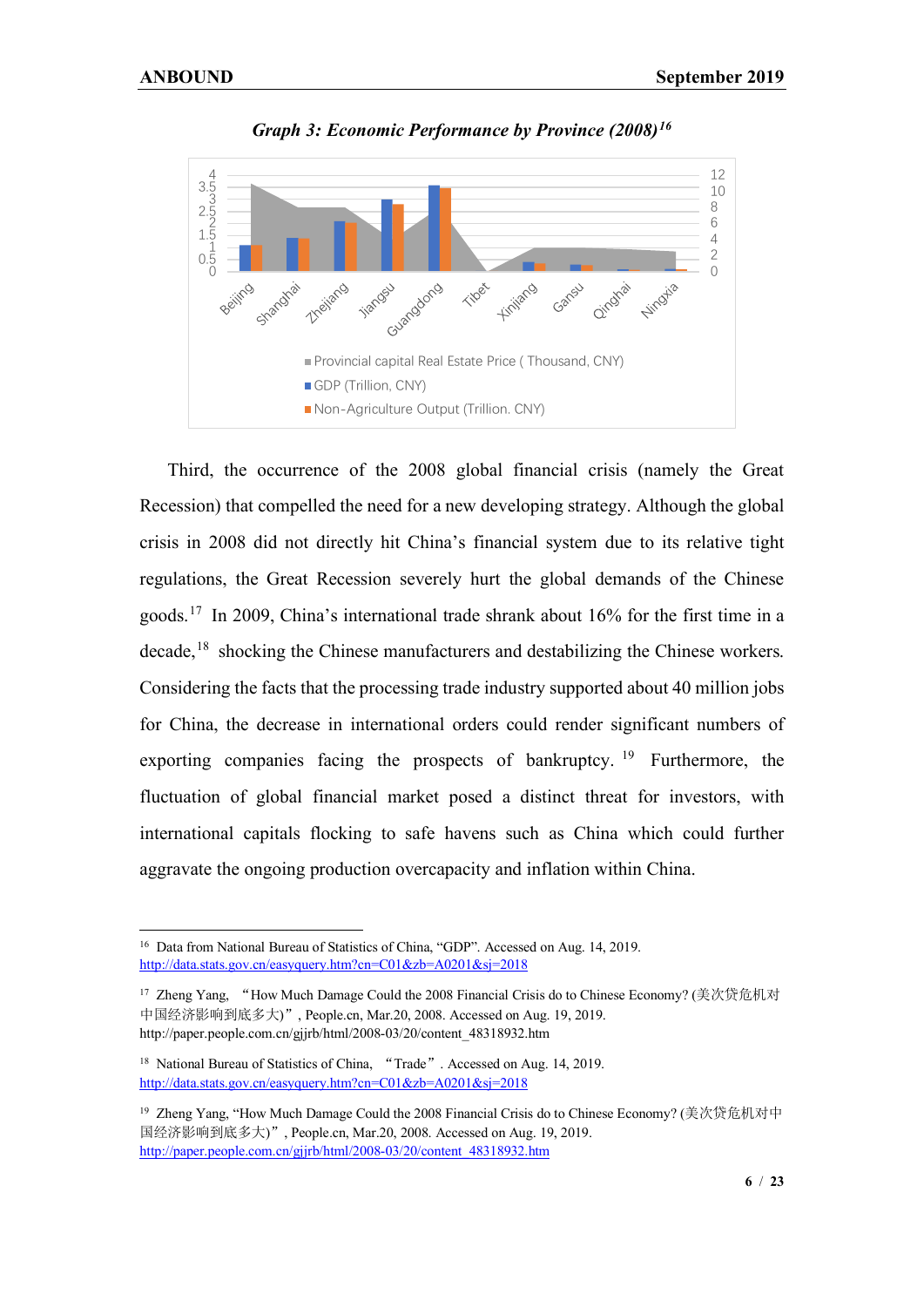*Graph 3: Economic Performance by Province (2008)*[16]

Third, the occurrence of the 2008 global financial crisis (namely the Great Recession) that compelled the need for a new developing strategy. Although the global crisis in 2008 did not directly hit China's financial system due to its relative tight regulations, the Great Recession severely hurt the global demands of the Chinese goods.[17] In 2009, China's international trade shrank about 16% for the first time in a decade,[18] shocking the Chinese manufacturers and destabilizing the Chinese workers. Considering the facts that the processing trade industry supported about 40 million jobs for China, the decrease in international orders could render significant numbers of exporting companies facing the prospects of bankruptcy.[19] Furthermore, the fluctuation of global financial market posed a distinct threat for investors, with international capitals flocking to safe havens such as China which could further aggravate the ongoing production overcapacity and inflation within China.

---

[16] Data from National Bureau of Statistics of China, "GDP". Accessed on Aug. 14, 2019. http://data.stats.gov.cn/easyquery.htm?cn=C01&zb=A0201&sj=2018

[17] Zheng Yang, "How Much Damage Could the 2008 Financial Crisis do to Chinese Economy? (美次贷危机对中国经济影响到底多大)", People.cn, Mar.20, 2008. Accessed on Aug. 19, 2019. http://paper.people.com.cn/gjjrb/html/2008-03/20/content_48318932.htm

[18] National Bureau of Statistics of China, "Trade". Accessed on Aug. 14, 2019. http://data.stats.gov.cn/easyquery.htm?cn=C01&zb=A0201&sj=2018

[19] Zheng Yang, "How Much Damage Could the 2008 Financial Crisis do to Chinese Economy? (美次贷危机对中国经济影响到底多大)", People.cn, Mar.20, 2008. Accessed on Aug. 19, 2019. http://paper.people.com.cn/gjjrb/html/2008-03/20/content_48318932.htm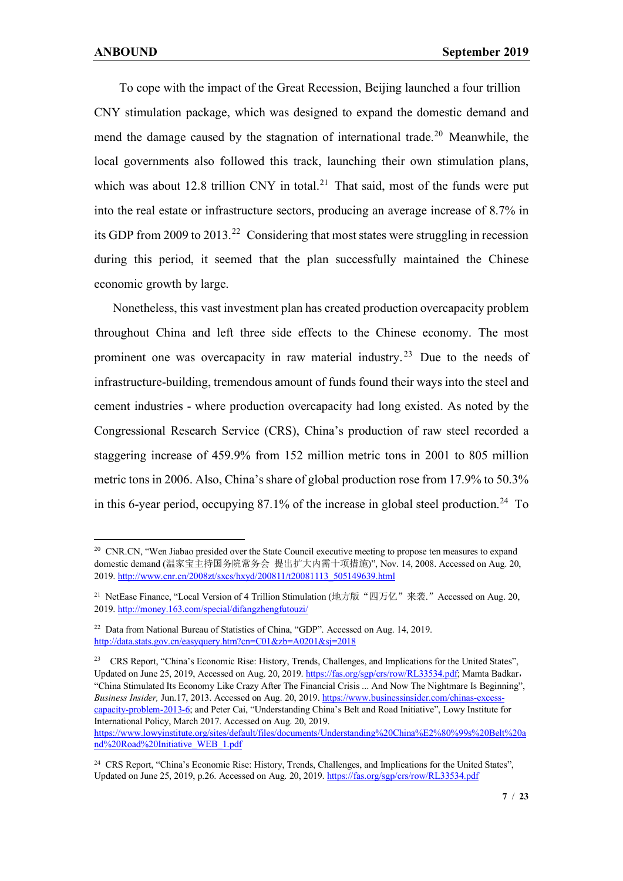To cope with the impact of the Great Recession, Beijing launched a four trillion CNY stimulation package, which was designed to expand the domestic demand and mend the damage caused by the stagnation of international trade.[20] Meanwhile, the local governments also followed this track, launching their own stimulation plans, which was about 12.8 trillion CNY in total.[21] That said, most of the funds were put into the real estate or infrastructure sectors, producing an average increase of 8.7% in its GDP from 2009 to 2013.[22] Considering that most states were struggling in recession during this period, it seemed that the plan successfully maintained the Chinese economic growth by large.

Nonetheless, this vast investment plan has created production overcapacity problem throughout China and left three side effects to the Chinese economy. The most prominent one was overcapacity in raw material industry.[23] Due to the needs of infrastructure-building, tremendous amount of funds found their ways into the steel and cement industries - where production overcapacity had long existed. As noted by the Congressional Research Service (CRS), China's production of raw steel recorded a staggering increase of 459.9% from 152 million metric tons in 2001 to 805 million metric tons in 2006. Also, China's share of global production rose from 17.9% to 50.3% in this 6-year period, occupying 87.1% of the increase in global steel production.[24] To

---

[20] CNR.CN, "Wen Jiabao presided over the State Council executive meeting to propose ten measures to expand domestic demand (温家宝主持国务院常务会 提出扩大内需十项措施)", Nov. 14, 2008. Accessed on Aug. 20, 2019. http://www.cnr.cn/2008zt/sxcs/hxyd/200811/t20081113_505149639.html

[21] NetEase Finance, "Local Version of 4 Trillion Stimulation (地方版"四万亿"来袭." Accessed on Aug. 20, 2019. http://money.163.com/special/difangzhengfutouzi/

[22] Data from National Bureau of Statistics of China, "GDP". Accessed on Aug. 14, 2019. http://data.stats.gov.cn/easyquery.htm?cn=C01&zb=A0201&sj=2018

[23] CRS Report, "China's Economic Rise: History, Trends, Challenges, and Implications for the United States", Updated on June 25, 2019, Accessed on Aug. 20, 2019. https://fas.org/sgp/crs/row/RL33534.pdf; Mamta Badkar, "China Stimulated Its Economy Like Crazy After The Financial Crisis ... And Now The Nightmare Is Beginning", *Business Insider,* Jun.17, 2013. Accessed on Aug. 20, 2019. https://www.businessinsider.com/chinas-excess-capacity-problem-2013-6; and Peter Cai, "Understanding China's Belt and Road Initiative", Lowy Institute for International Policy, March 2017. Accessed on Aug. 20, 2019. https://www.lowyinstitute.org/sites/default/files/documents/Understanding%20China%E2%80%99s%20Belt%20and%20Road%20Initiative_WEB_1.pdf

[24] CRS Report, "China's Economic Rise: History, Trends, Challenges, and Implications for the United States", Updated on June 25, 2019, p.26. Accessed on Aug. 20, 2019. https://fas.org/sgp/crs/row/RL33534.pdf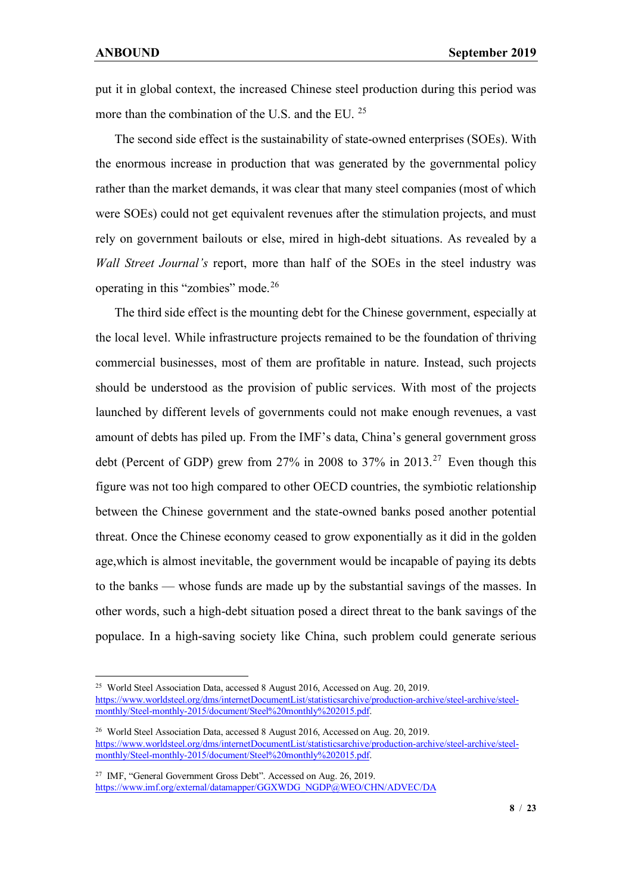put it in global context, the increased Chinese steel production during this period was more than the combination of the U.S. and the EU. [25]

The second side effect is the sustainability of state-owned enterprises (SOEs). With the enormous increase in production that was generated by the governmental policy rather than the market demands, it was clear that many steel companies (most of which were SOEs) could not get equivalent revenues after the stimulation projects, and must rely on government bailouts or else, mired in high-debt situations. As revealed by a *Wall Street Journal's* report, more than half of the SOEs in the steel industry was operating in this "zombies" mode.[26]

The third side effect is the mounting debt for the Chinese government, especially at the local level. While infrastructure projects remained to be the foundation of thriving commercial businesses, most of them are profitable in nature. Instead, such projects should be understood as the provision of public services. With most of the projects launched by different levels of governments could not make enough revenues, a vast amount of debts has piled up. From the IMF's data, China's general government gross debt (Percent of GDP) grew from 27% in 2008 to 37% in 2013.[27] Even though this figure was not too high compared to other OECD countries, the symbiotic relationship between the Chinese government and the state-owned banks posed another potential threat. Once the Chinese economy ceased to grow exponentially as it did in the golden age,which is almost inevitable, the government would be incapable of paying its debts to the banks — whose funds are made up by the substantial savings of the masses. In other words, such a high-debt situation posed a direct threat to the bank savings of the populace. In a high-saving society like China, such problem could generate serious

---

[25] World Steel Association Data, accessed 8 August 2016, Accessed on Aug. 20, 2019. https://www.worldsteel.org/dms/internetDocumentList/statisticsarchive/production-archive/steel-archive/steel-monthly/Steel-monthly-2015/document/Steel%20monthly%202015.pdf.

[26] World Steel Association Data, accessed 8 August 2016, Accessed on Aug. 20, 2019. https://www.worldsteel.org/dms/internetDocumentList/statisticsarchive/production-archive/steel-archive/steel-monthly/Steel-monthly-2015/document/Steel%20monthly%202015.pdf.

[27] IMF, "General Government Gross Debt". Accessed on Aug. 26, 2019. https://www.imf.org/external/datamapper/GGXWDG_NGDP@WEO/CHN/ADVEC/DA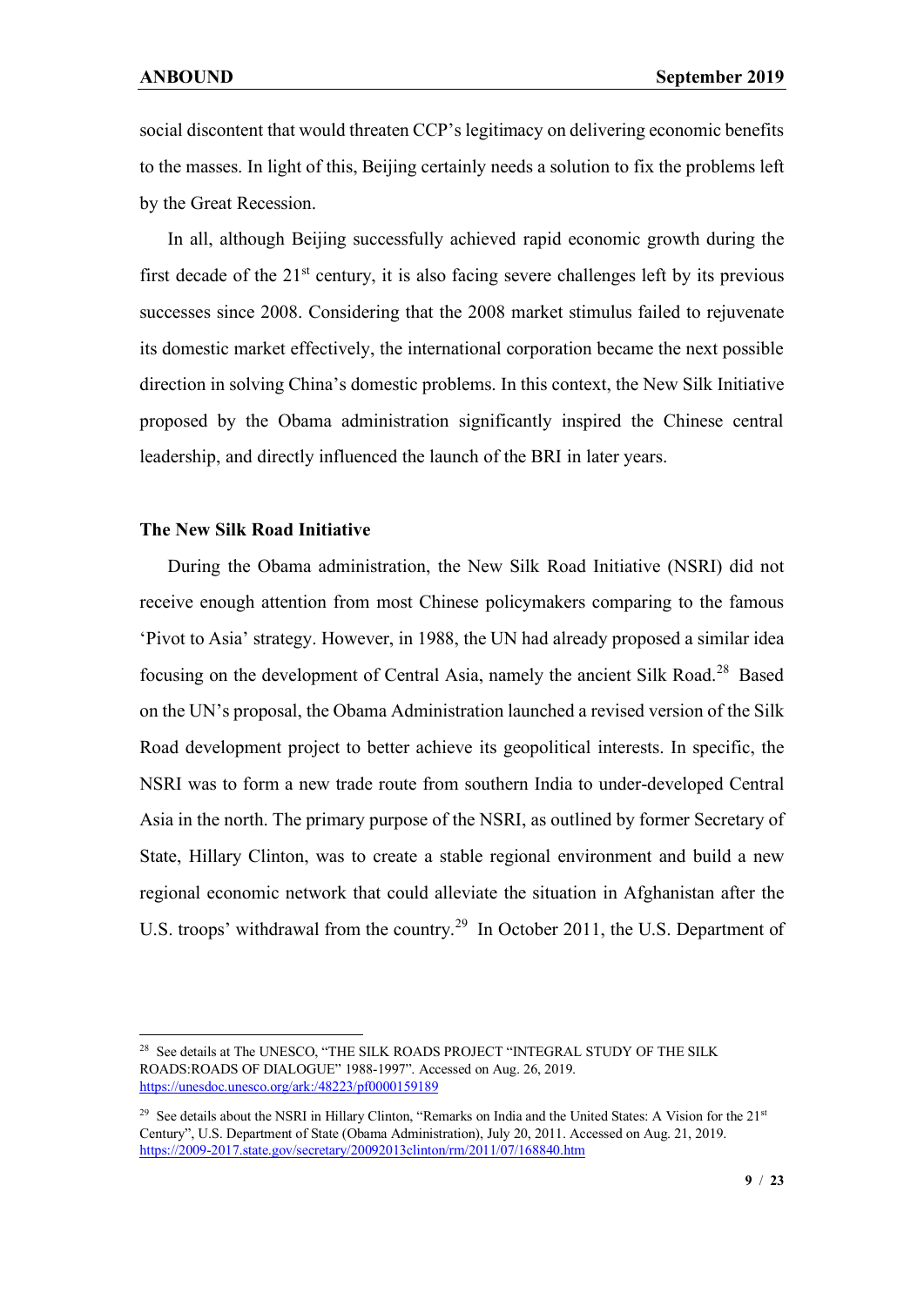social discontent that would threaten CCP's legitimacy on delivering economic benefits to the masses. In light of this, Beijing certainly needs a solution to fix the problems left by the Great Recession.

In all, although Beijing successfully achieved rapid economic growth during the first decade of the 21st century, it is also facing severe challenges left by its previous successes since 2008. Considering that the 2008 market stimulus failed to rejuvenate its domestic market effectively, the international corporation became the next possible direction in solving China's domestic problems. In this context, the New Silk Initiative proposed by the Obama administration significantly inspired the Chinese central leadership, and directly influenced the launch of the BRI in later years.

**The New Silk Road Initiative**

During the Obama administration, the New Silk Road Initiative (NSRI) did not receive enough attention from most Chinese policymakers comparing to the famous 'Pivot to Asia' strategy. However, in 1988, the UN had already proposed a similar idea focusing on the development of Central Asia, namely the ancient Silk Road.[28] Based on the UN's proposal, the Obama Administration launched a revised version of the Silk Road development project to better achieve its geopolitical interests. In specific, the NSRI was to form a new trade route from southern India to under-developed Central Asia in the north. The primary purpose of the NSRI, as outlined by former Secretary of State, Hillary Clinton, was to create a stable regional environment and build a new regional economic network that could alleviate the situation in Afghanistan after the U.S. troops' withdrawal from the country.[29] In October 2011, the U.S. Department of

---

[28] See details at The UNESCO, "THE SILK ROADS PROJECT "INTEGRAL STUDY OF THE SILK ROADS:ROADS OF DIALOGUE" 1988-1997". Accessed on Aug. 26, 2019. https://unesdoc.unesco.org/ark:/48223/pf0000159189

[29] See details about the NSRI in Hillary Clinton, "Remarks on India and the United States: A Vision for the 21st Century", U.S. Department of State (Obama Administration), July 20, 2011. Accessed on Aug. 21, 2019. https://2009-2017.state.gov/secretary/20092013clinton/rm/2011/07/168840.htm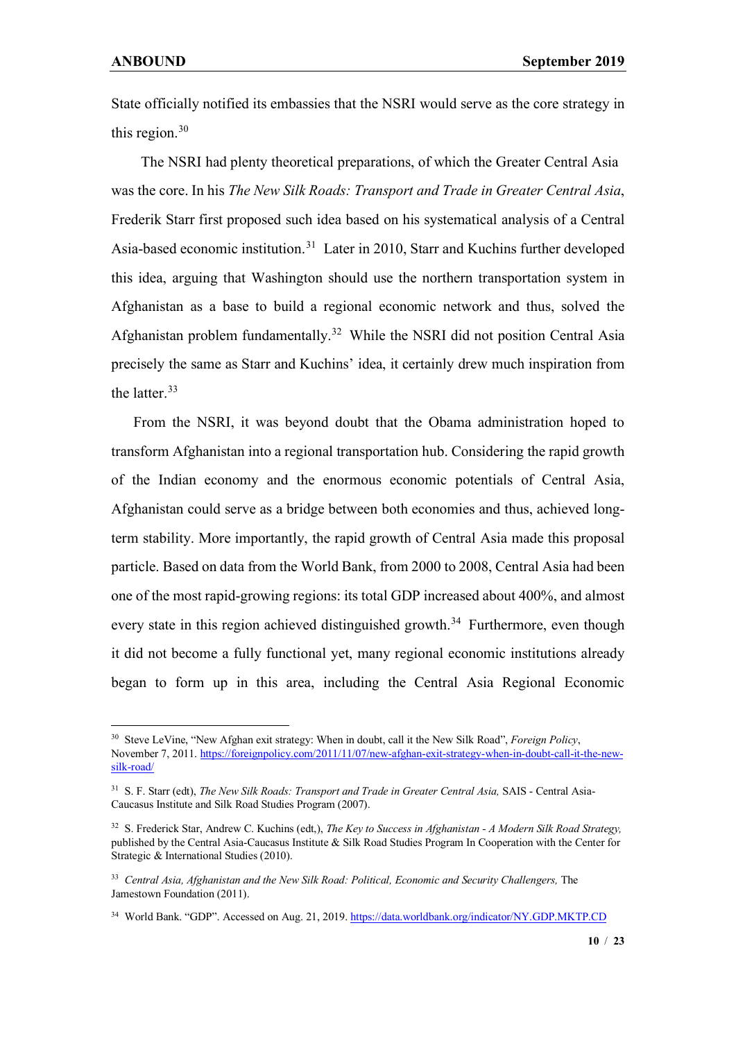State officially notified its embassies that the NSRI would serve as the core strategy in this region.[30]

The NSRI had plenty theoretical preparations, of which the Greater Central Asia was the core. In his *The New Silk Roads: Transport and Trade in Greater Central Asia*, Frederik Starr first proposed such idea based on his systematical analysis of a Central Asia-based economic institution.[31] Later in 2010, Starr and Kuchins further developed this idea, arguing that Washington should use the northern transportation system in Afghanistan as a base to build a regional economic network and thus, solved the Afghanistan problem fundamentally.[32] While the NSRI did not position Central Asia precisely the same as Starr and Kuchins' idea, it certainly drew much inspiration from the latter.[33]

From the NSRI, it was beyond doubt that the Obama administration hoped to transform Afghanistan into a regional transportation hub. Considering the rapid growth of the Indian economy and the enormous economic potentials of Central Asia, Afghanistan could serve as a bridge between both economies and thus, achieved long-term stability. More importantly, the rapid growth of Central Asia made this proposal particle. Based on data from the World Bank, from 2000 to 2008, Central Asia had been one of the most rapid-growing regions: its total GDP increased about 400%, and almost every state in this region achieved distinguished growth.[34] Furthermore, even though it did not become a fully functional yet, many regional economic institutions already began to form up in this area, including the Central Asia Regional Economic

---

[30] Steve LeVine, "New Afghan exit strategy: When in doubt, call it the New Silk Road", *Foreign Policy*, November 7, 2011. https://foreignpolicy.com/2011/11/07/new-afghan-exit-strategy-when-in-doubt-call-it-the-new-silk-road/

[31] S. F. Starr (edt), *The New Silk Roads: Transport and Trade in Greater Central Asia,* SAIS - Central Asia-Caucasus Institute and Silk Road Studies Program (2007).

[32] S. Frederick Star, Andrew C. Kuchins (edt,), *The Key to Success in Afghanistan - A Modern Silk Road Strategy,* published by the Central Asia-Caucasus Institute & Silk Road Studies Program In Cooperation with the Center for Strategic & International Studies (2010).

[33] *Central Asia, Afghanistan and the New Silk Road: Political, Economic and Security Challengers,* The Jamestown Foundation (2011).

[34] World Bank. "GDP". Accessed on Aug. 21, 2019. https://data.worldbank.org/indicator/NY.GDP.MKTP.CD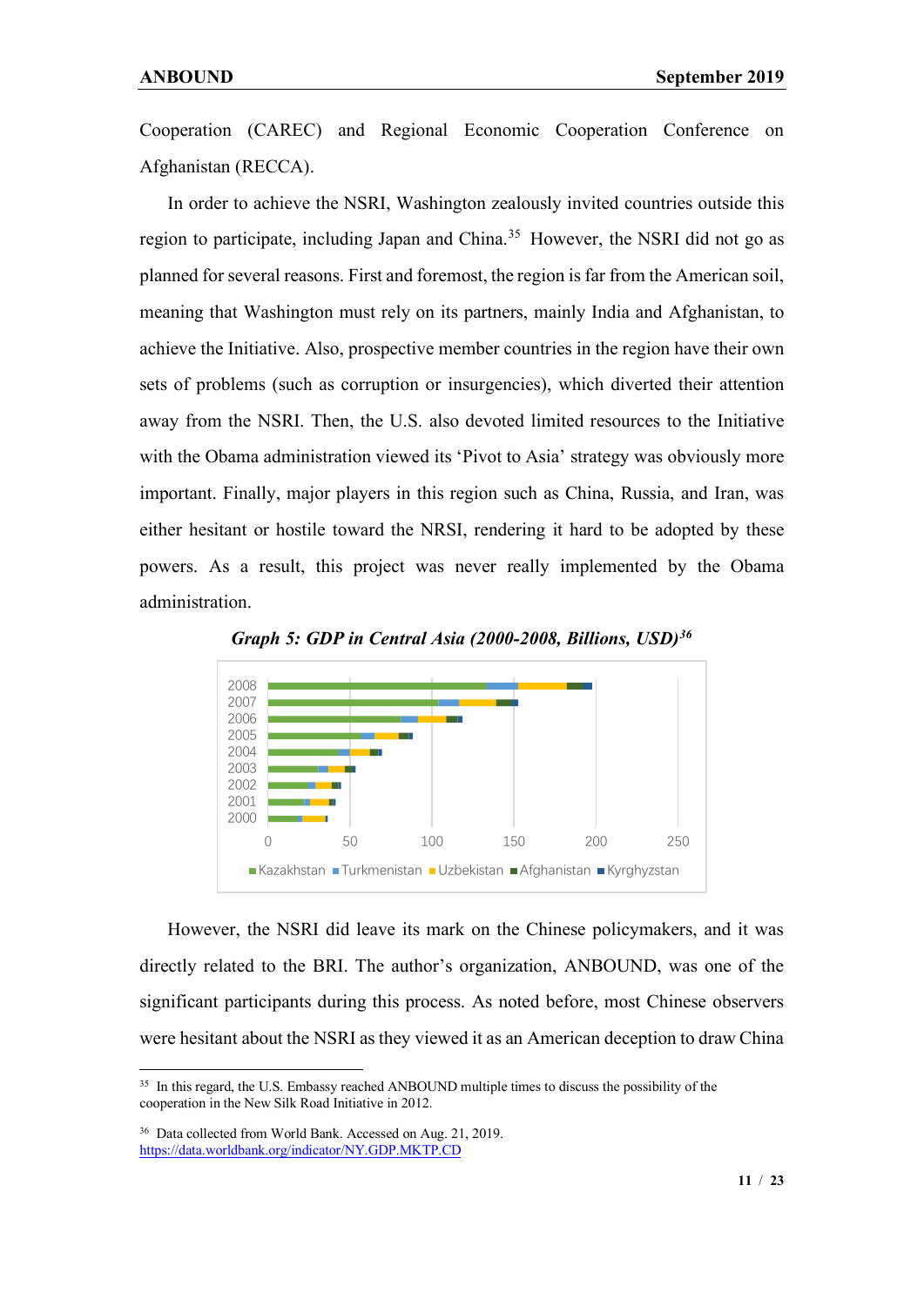Cooperation (CAREC) and Regional Economic Cooperation Conference on Afghanistan (RECCA).

In order to achieve the NSRI, Washington zealously invited countries outside this region to participate, including Japan and China.[35] However, the NSRI did not go as planned for several reasons. First and foremost, the region is far from the American soil, meaning that Washington must rely on its partners, mainly India and Afghanistan, to achieve the Initiative. Also, prospective member countries in the region have their own sets of problems (such as corruption or insurgencies), which diverted their attention away from the NSRI. Then, the U.S. also devoted limited resources to the Initiative with the Obama administration viewed its 'Pivot to Asia' strategy was obviously more important. Finally, major players in this region such as China, Russia, and Iran, was either hesitant or hostile toward the NRSI, rendering it hard to be adopted by these powers. As a result, this project was never really implemented by the Obama administration.

***Graph 5: GDP in Central Asia (2000-2008, Billions, USD)***[36]

However, the NSRI did leave its mark on the Chinese policymakers, and it was directly related to the BRI. The author's organization, ANBOUND, was one of the significant participants during this process. As noted before, most Chinese observers were hesitant about the NSRI as they viewed it as an American deception to draw China

---

[35] In this regard, the U.S. Embassy reached ANBOUND multiple times to discuss the possibility of the cooperation in the New Silk Road Initiative in 2012.

[36] Data collected from World Bank. Accessed on Aug. 21, 2019. https://data.worldbank.org/indicator/NY.GDP.MKTP.CD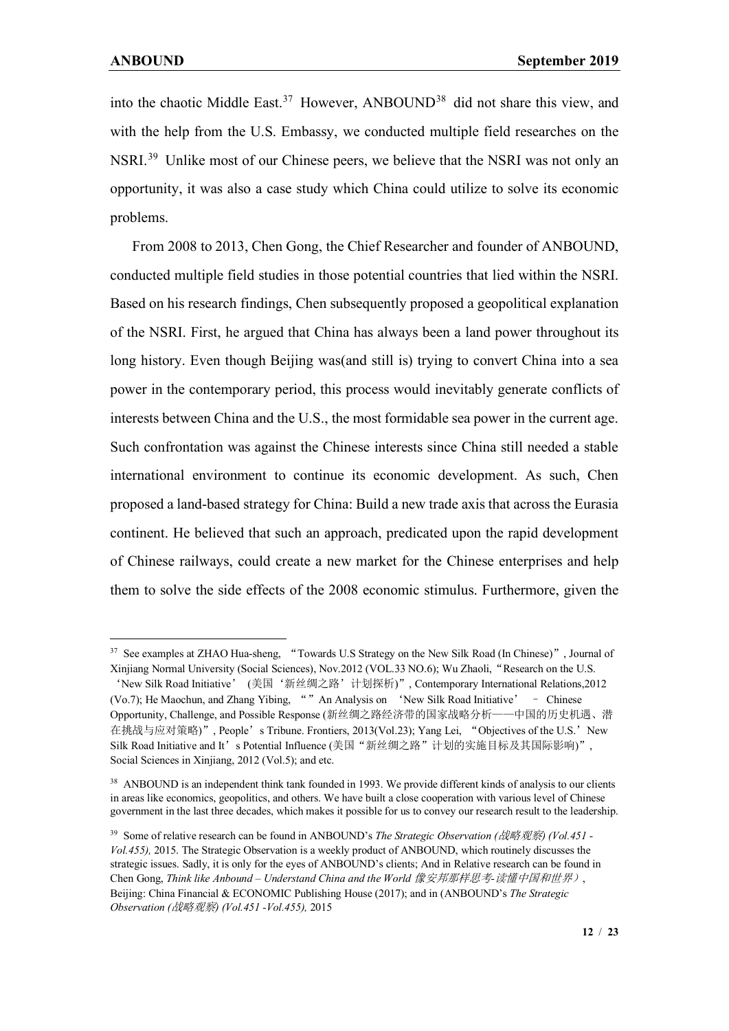into the chaotic Middle East.[37] However, ANBOUND[38] did not share this view, and with the help from the U.S. Embassy, we conducted multiple field researches on the NSRI.[39] Unlike most of our Chinese peers, we believe that the NSRI was not only an opportunity, it was also a case study which China could utilize to solve its economic problems.

From 2008 to 2013, Chen Gong, the Chief Researcher and founder of ANBOUND, conducted multiple field studies in those potential countries that lied within the NSRI. Based on his research findings, Chen subsequently proposed a geopolitical explanation of the NSRI. First, he argued that China has always been a land power throughout its long history. Even though Beijing was(and still is) trying to convert China into a sea power in the contemporary period, this process would inevitably generate conflicts of interests between China and the U.S., the most formidable sea power in the current age. Such confrontation was against the Chinese interests since China still needed a stable international environment to continue its economic development. As such, Chen proposed a land-based strategy for China: Build a new trade axis that across the Eurasia continent. He believed that such an approach, predicated upon the rapid development of Chinese railways, could create a new market for the Chinese enterprises and help them to solve the side effects of the 2008 economic stimulus. Furthermore, given the

---

[37] See examples at ZHAO Hua-sheng, "Towards U.S Strategy on the New Silk Road (In Chinese)", Journal of Xinjiang Normal University (Social Sciences), Nov.2012 (VOL.33 NO.6); Wu Zhaoli, "Research on the U.S. 'New Silk Road Initiative' (美国'新丝绸之路'计划探析)", Contemporary International Relations,2012 (Vo.7); He Maochun, and Zhang Yibing, "" An Analysis on 'New Silk Road Initiative' – Chinese Opportunity, Challenge, and Possible Response (新丝绸之路经济带的国家战略分析——中国的历史机遇、潜在挑战与应对策略)", People's Tribune. Frontiers, 2013(Vol.23); Yang Lei, "Objectives of the U.S.' New Silk Road Initiative and It's Potential Influence (美国"新丝绸之路"计划的实施目标及其国际影响)", Social Sciences in Xinjiang, 2012 (Vol.5); and etc.

[38] ANBOUND is an independent think tank founded in 1993. We provide different kinds of analysis to our clients in areas like economics, geopolitics, and others. We have built a close cooperation with various level of Chinese government in the last three decades, which makes it possible for us to convey our research result to the leadership.

[39] Some of relative research can be found in ANBOUND's *The Strategic Observation (战略观察) (Vol.451 - Vol.455),* 2015. The Strategic Observation is a weekly product of ANBOUND, which routinely discusses the strategic issues. Sadly, it is only for the eyes of ANBOUND's clients; And in Relative research can be found in Chen Gong, *Think like Anbound – Understand China and the World 像安邦那样思考-读懂中国和世界）*, Beijing: China Financial & ECONOMIC Publishing House (2017); and in (ANBOUND's *The Strategic Observation (战略观察) (Vol.451 -Vol.455),* 2015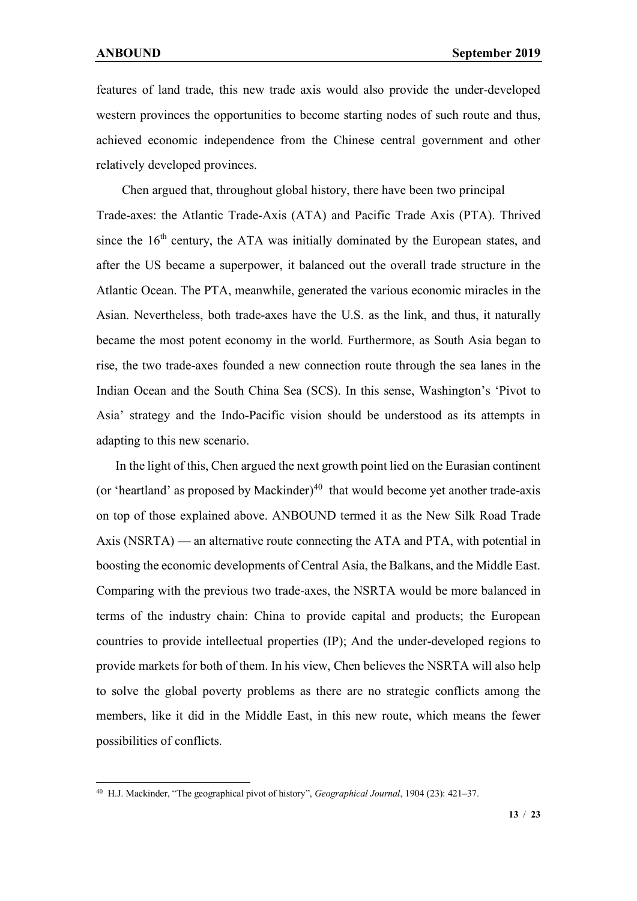features of land trade, this new trade axis would also provide the under-developed western provinces the opportunities to become starting nodes of such route and thus, achieved economic independence from the Chinese central government and other relatively developed provinces.

Chen argued that, throughout global history, there have been two principal Trade-axes: the Atlantic Trade-Axis (ATA) and Pacific Trade Axis (PTA). Thrived since the 16th century, the ATA was initially dominated by the European states, and after the US became a superpower, it balanced out the overall trade structure in the Atlantic Ocean. The PTA, meanwhile, generated the various economic miracles in the Asian. Nevertheless, both trade-axes have the U.S. as the link, and thus, it naturally became the most potent economy in the world. Furthermore, as South Asia began to rise, the two trade-axes founded a new connection route through the sea lanes in the Indian Ocean and the South China Sea (SCS). In this sense, Washington's 'Pivot to Asia' strategy and the Indo-Pacific vision should be understood as its attempts in adapting to this new scenario.

In the light of this, Chen argued the next growth point lied on the Eurasian continent (or 'heartland' as proposed by Mackinder)[40] that would become yet another trade-axis on top of those explained above. ANBOUND termed it as the New Silk Road Trade Axis (NSRTA) — an alternative route connecting the ATA and PTA, with potential in boosting the economic developments of Central Asia, the Balkans, and the Middle East. Comparing with the previous two trade-axes, the NSRTA would be more balanced in terms of the industry chain: China to provide capital and products; the European countries to provide intellectual properties (IP); And the under-developed regions to provide markets for both of them. In his view, Chen believes the NSRTA will also help to solve the global poverty problems as there are no strategic conflicts among the members, like it did in the Middle East, in this new route, which means the fewer possibilities of conflicts.

---

[40] H.J. Mackinder, "The geographical pivot of history", *Geographical Journal*, 1904 (23): 421–37.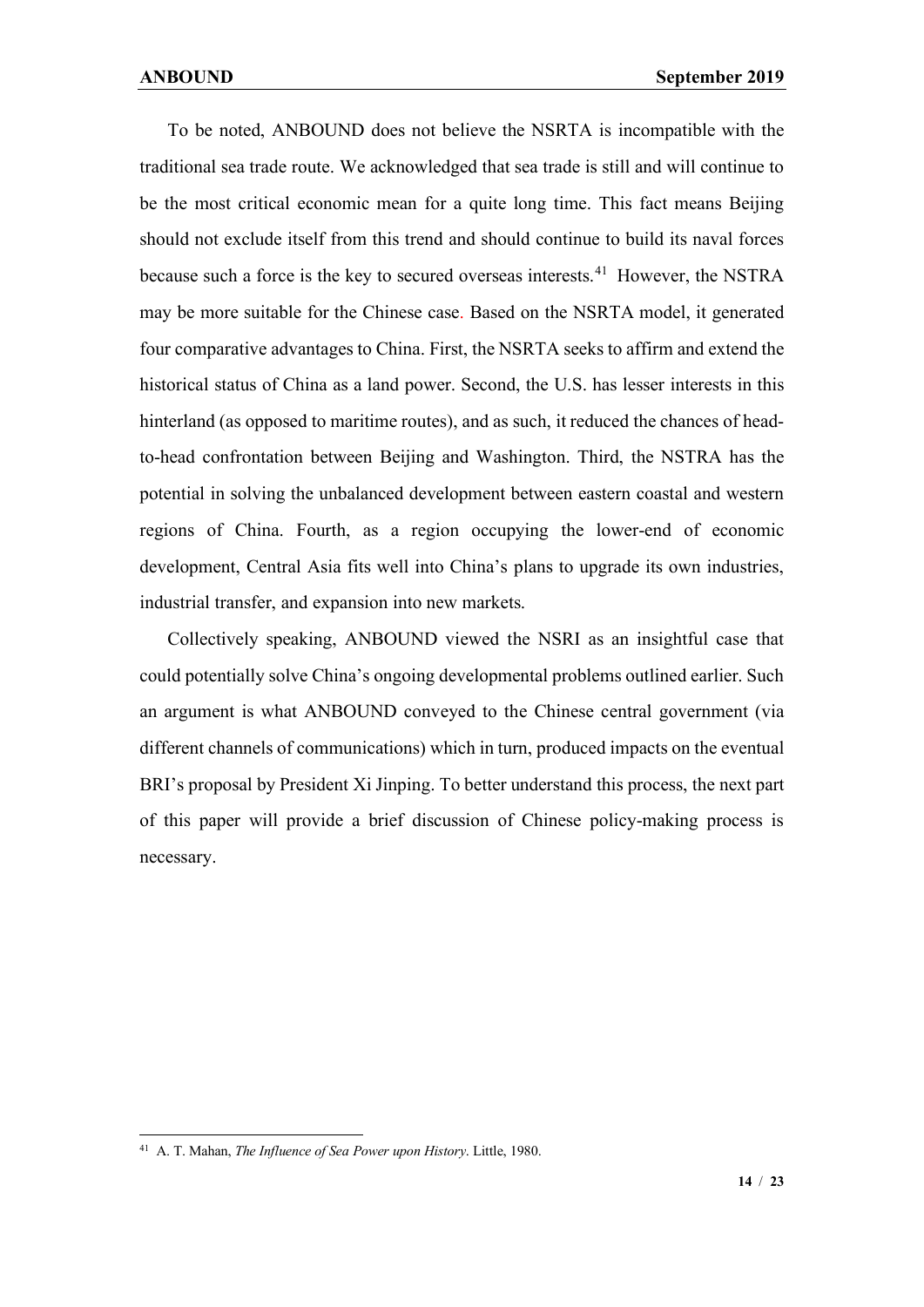To be noted, ANBOUND does not believe the NSRTA is incompatible with the traditional sea trade route. We acknowledged that sea trade is still and will continue to be the most critical economic mean for a quite long time. This fact means Beijing should not exclude itself from this trend and should continue to build its naval forces because such a force is the key to secured overseas interests.[41] However, the NSTRA may be more suitable for the Chinese case. Based on the NSRTA model, it generated four comparative advantages to China. First, the NSRTA seeks to affirm and extend the historical status of China as a land power. Second, the U.S. has lesser interests in this hinterland (as opposed to maritime routes), and as such, it reduced the chances of head-to-head confrontation between Beijing and Washington. Third, the NSTRA has the potential in solving the unbalanced development between eastern coastal and western regions of China. Fourth, as a region occupying the lower-end of economic development, Central Asia fits well into China's plans to upgrade its own industries, industrial transfer, and expansion into new markets.

Collectively speaking, ANBOUND viewed the NSRI as an insightful case that could potentially solve China's ongoing developmental problems outlined earlier. Such an argument is what ANBOUND conveyed to the Chinese central government (via different channels of communications) which in turn, produced impacts on the eventual BRI's proposal by President Xi Jinping. To better understand this process, the next part of this paper will provide a brief discussion of Chinese policy-making process is necessary.

---

[41] A. T. Mahan, *The Influence of Sea Power upon History*. Little, 1980.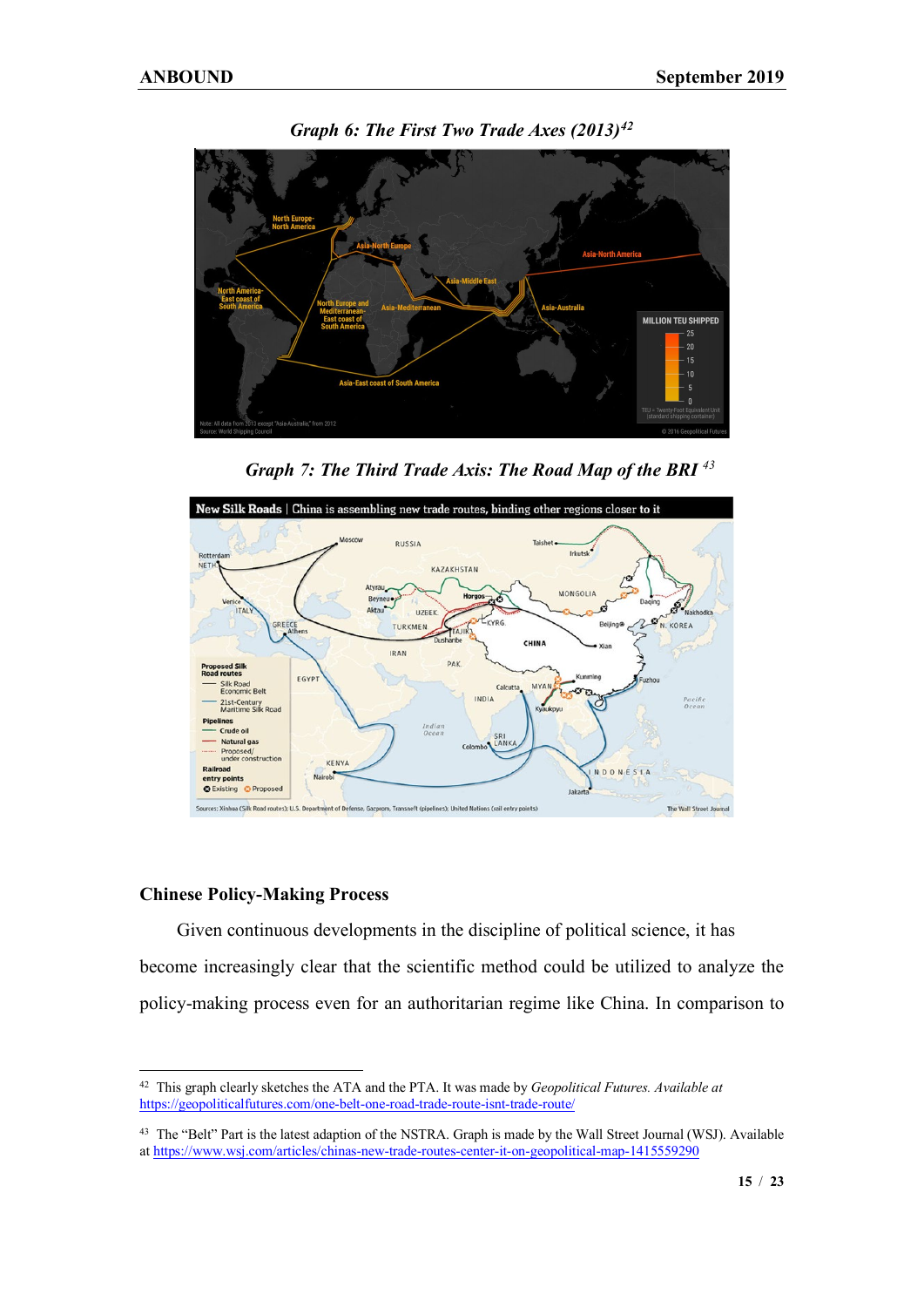*Graph 6: The First Two Trade Axes (2013)*[42]

*Graph 7: The Third Trade Axis: The Road Map of the BRI* [43]

## Chinese Policy-Making Process

Given continuous developments in the discipline of political science, it has become increasingly clear that the scientific method could be utilized to analyze the policy-making process even for an authoritarian regime like China. In comparison to

---

[42] This graph clearly sketches the ATA and the PTA. It was made by *Geopolitical Futures. Available at* https://geopoliticalfutures.com/one-belt-one-road-trade-route-isnt-trade-route/

[43] The "Belt" Part is the latest adaption of the NSTRA. Graph is made by the Wall Street Journal (WSJ). Available at https://www.wsj.com/articles/chinas-new-trade-routes-center-it-on-geopolitical-map-1415559290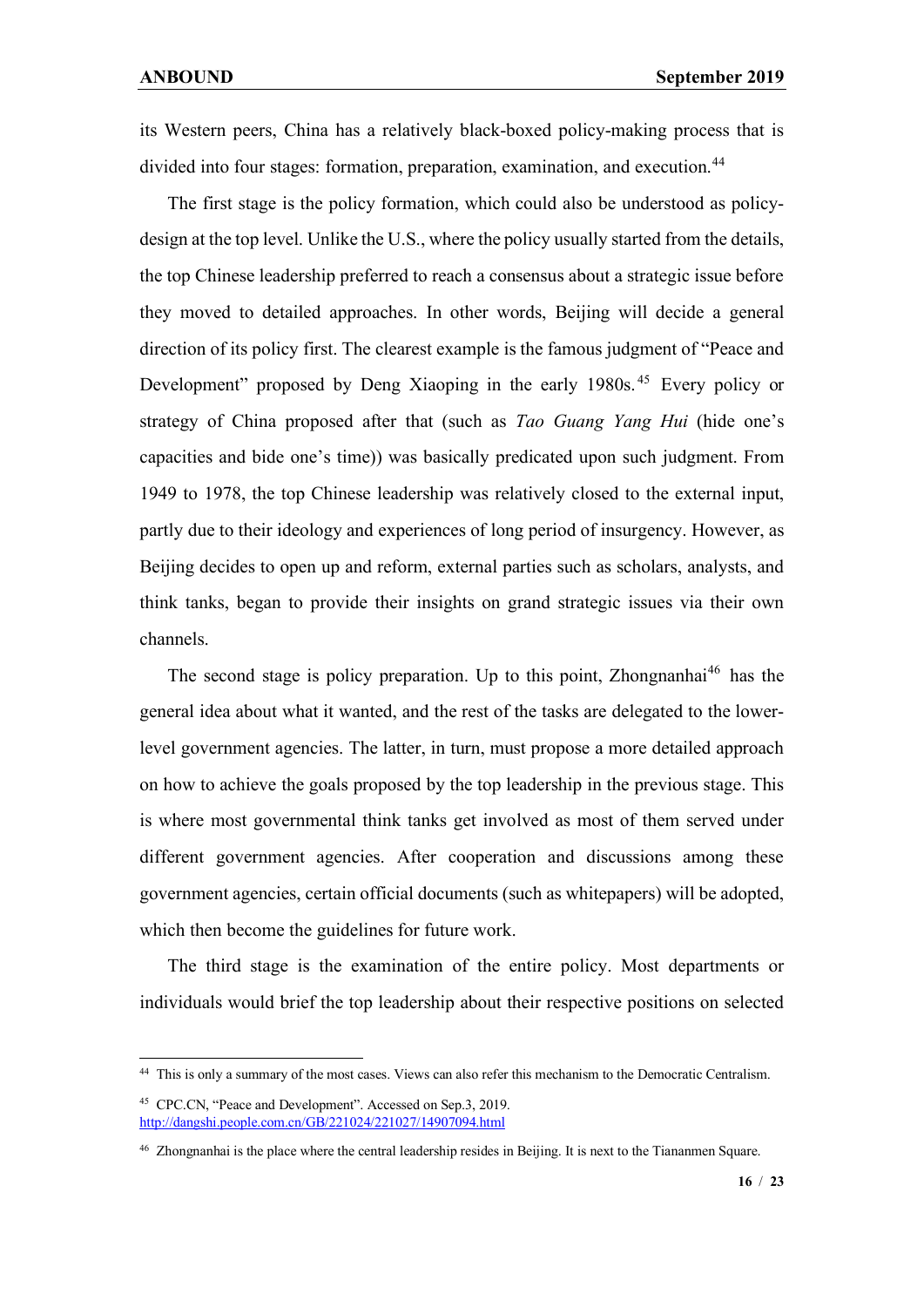its Western peers, China has a relatively black-boxed policy-making process that is divided into four stages: formation, preparation, examination, and execution.[44]

The first stage is the policy formation, which could also be understood as policy-design at the top level. Unlike the U.S., where the policy usually started from the details, the top Chinese leadership preferred to reach a consensus about a strategic issue before they moved to detailed approaches. In other words, Beijing will decide a general direction of its policy first. The clearest example is the famous judgment of "Peace and Development" proposed by Deng Xiaoping in the early 1980s.[45] Every policy or strategy of China proposed after that (such as *Tao Guang Yang Hui* (hide one's capacities and bide one's time)) was basically predicated upon such judgment. From 1949 to 1978, the top Chinese leadership was relatively closed to the external input, partly due to their ideology and experiences of long period of insurgency. However, as Beijing decides to open up and reform, external parties such as scholars, analysts, and think tanks, began to provide their insights on grand strategic issues via their own channels.

The second stage is policy preparation. Up to this point, Zhongnanhai[46] has the general idea about what it wanted, and the rest of the tasks are delegated to the lower-level government agencies. The latter, in turn, must propose a more detailed approach on how to achieve the goals proposed by the top leadership in the previous stage. This is where most governmental think tanks get involved as most of them served under different government agencies. After cooperation and discussions among these government agencies, certain official documents (such as whitepapers) will be adopted, which then become the guidelines for future work.

The third stage is the examination of the entire policy. Most departments or individuals would brief the top leadership about their respective positions on selected

---

[44] This is only a summary of the most cases. Views can also refer this mechanism to the Democratic Centralism.

[45] CPC.CN, "Peace and Development". Accessed on Sep.3, 2019. http://dangshi.people.com.cn/GB/221024/221027/14907094.html

[46] Zhongnanhai is the place where the central leadership resides in Beijing. It is next to the Tiananmen Square.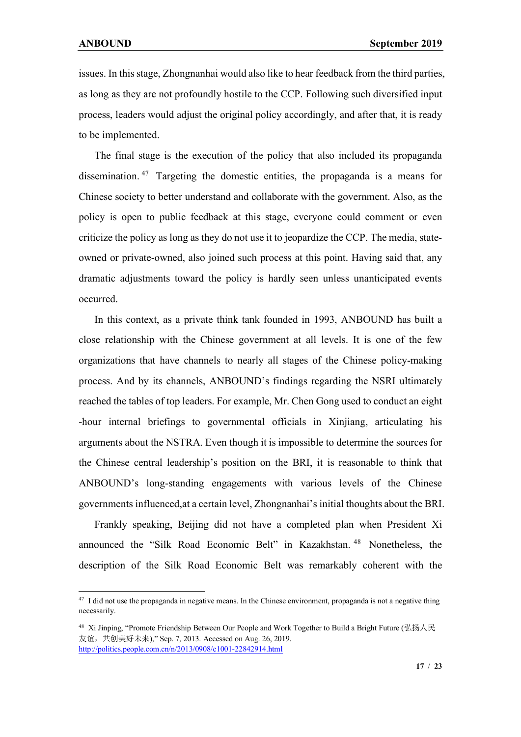issues. In this stage, Zhongnanhai would also like to hear feedback from the third parties, as long as they are not profoundly hostile to the CCP. Following such diversified input process, leaders would adjust the original policy accordingly, and after that, it is ready to be implemented.

The final stage is the execution of the policy that also included its propaganda dissemination.[47] Targeting the domestic entities, the propaganda is a means for Chinese society to better understand and collaborate with the government. Also, as the policy is open to public feedback at this stage, everyone could comment or even criticize the policy as long as they do not use it to jeopardize the CCP. The media, state-owned or private-owned, also joined such process at this point. Having said that, any dramatic adjustments toward the policy is hardly seen unless unanticipated events occurred.

In this context, as a private think tank founded in 1993, ANBOUND has built a close relationship with the Chinese government at all levels. It is one of the few organizations that have channels to nearly all stages of the Chinese policy-making process. And by its channels, ANBOUND's findings regarding the NSRI ultimately reached the tables of top leaders. For example, Mr. Chen Gong used to conduct an eight -hour internal briefings to governmental officials in Xinjiang, articulating his arguments about the NSTRA. Even though it is impossible to determine the sources for the Chinese central leadership's position on the BRI, it is reasonable to think that ANBOUND's long-standing engagements with various levels of the Chinese governments influenced,at a certain level, Zhongnanhai's initial thoughts about the BRI.

Frankly speaking, Beijing did not have a completed plan when President Xi announced the "Silk Road Economic Belt" in Kazakhstan.[48] Nonetheless, the description of the Silk Road Economic Belt was remarkably coherent with the

---

[47] I did not use the propaganda in negative means. In the Chinese environment, propaganda is not a negative thing necessarily.

[48] Xi Jinping, "Promote Friendship Between Our People and Work Together to Build a Bright Future (弘扬人民友谊，共创美好未来)," Sep. 7, 2013. Accessed on Aug. 26, 2019. http://politics.people.com.cn/n/2013/0908/c1001-22842914.html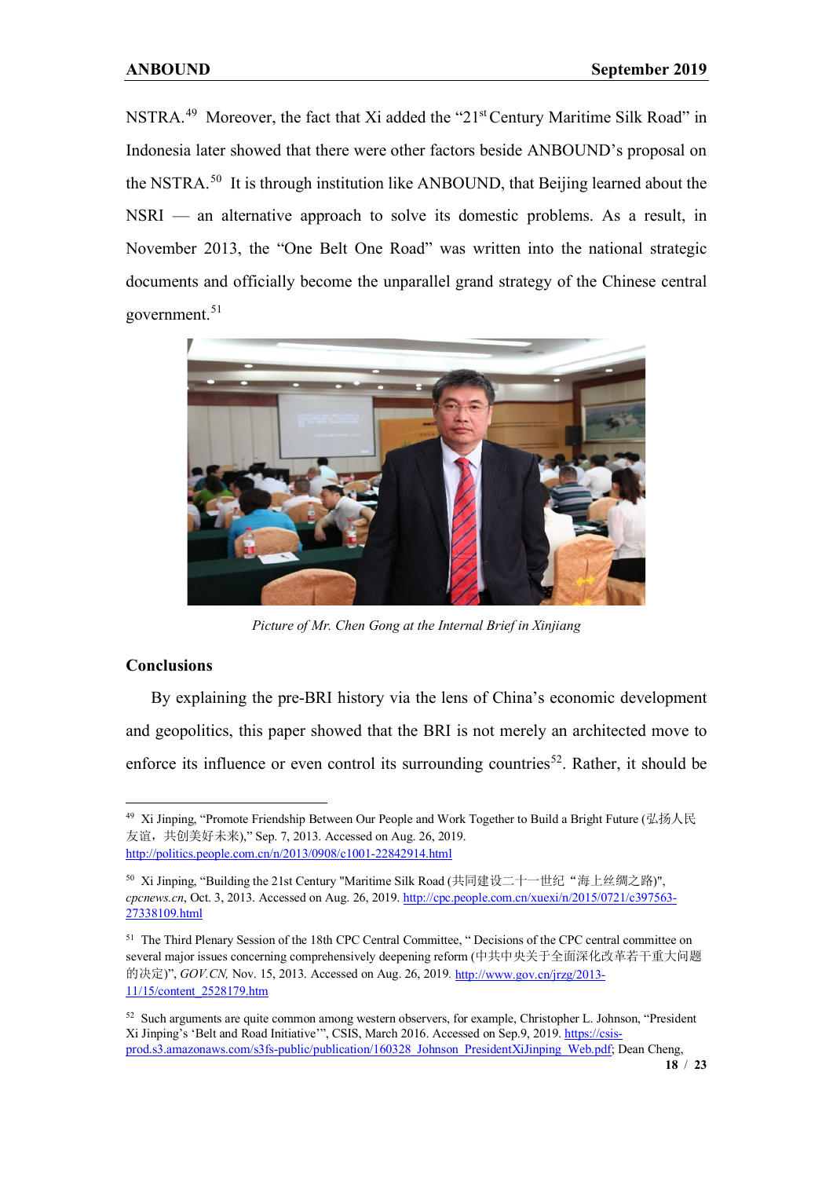NSTRA.[49] Moreover, the fact that Xi added the "21st Century Maritime Silk Road" in Indonesia later showed that there were other factors beside ANBOUND's proposal on the NSTRA.[50] It is through institution like ANBOUND, that Beijing learned about the NSRI — an alternative approach to solve its domestic problems. As a result, in November 2013, the "One Belt One Road" was written into the national strategic documents and officially become the unparallel grand strategy of the Chinese central government.[51]

*Picture of Mr. Chen Gong at the Internal Brief in Xinjiang*

## Conclusions

By explaining the pre-BRI history via the lens of China's economic development and geopolitics, this paper showed that the BRI is not merely an architected move to enforce its influence or even control its surrounding countries[52]. Rather, it should be

---

[49] Xi Jinping, "Promote Friendship Between Our People and Work Together to Build a Bright Future (弘扬人民友谊，共创美好未来)," Sep. 7, 2013. Accessed on Aug. 26, 2019. http://politics.people.com.cn/n/2013/0908/c1001-22842914.html

[50] Xi Jinping, "Building the 21st Century "Maritime Silk Road (共同建设二十一世纪"海上丝绸之路)", *cpcnews.cn*, Oct. 3, 2013. Accessed on Aug. 26, 2019. http://cpc.people.com.cn/xuexi/n/2015/0721/c397563-27338109.html

[51] The Third Plenary Session of the 18th CPC Central Committee, " Decisions of the CPC central committee on several major issues concerning comprehensively deepening reform (中共中央关于全面深化改革若干重大问题的决定)", *GOV.CN,* Nov. 15, 2013. Accessed on Aug. 26, 2019. http://www.gov.cn/jrzg/2013-11/15/content_2528179.htm

[52] Such arguments are quite common among western observers, for example, Christopher L. Johnson, "President Xi Jinping's 'Belt and Road Initiative'", CSIS, March 2016. Accessed on Sep.9, 2019. https://csis-prod.s3.amazonaws.com/s3fs-public/publication/160328_Johnson_PresidentXiJinping_Web.pdf; Dean Cheng,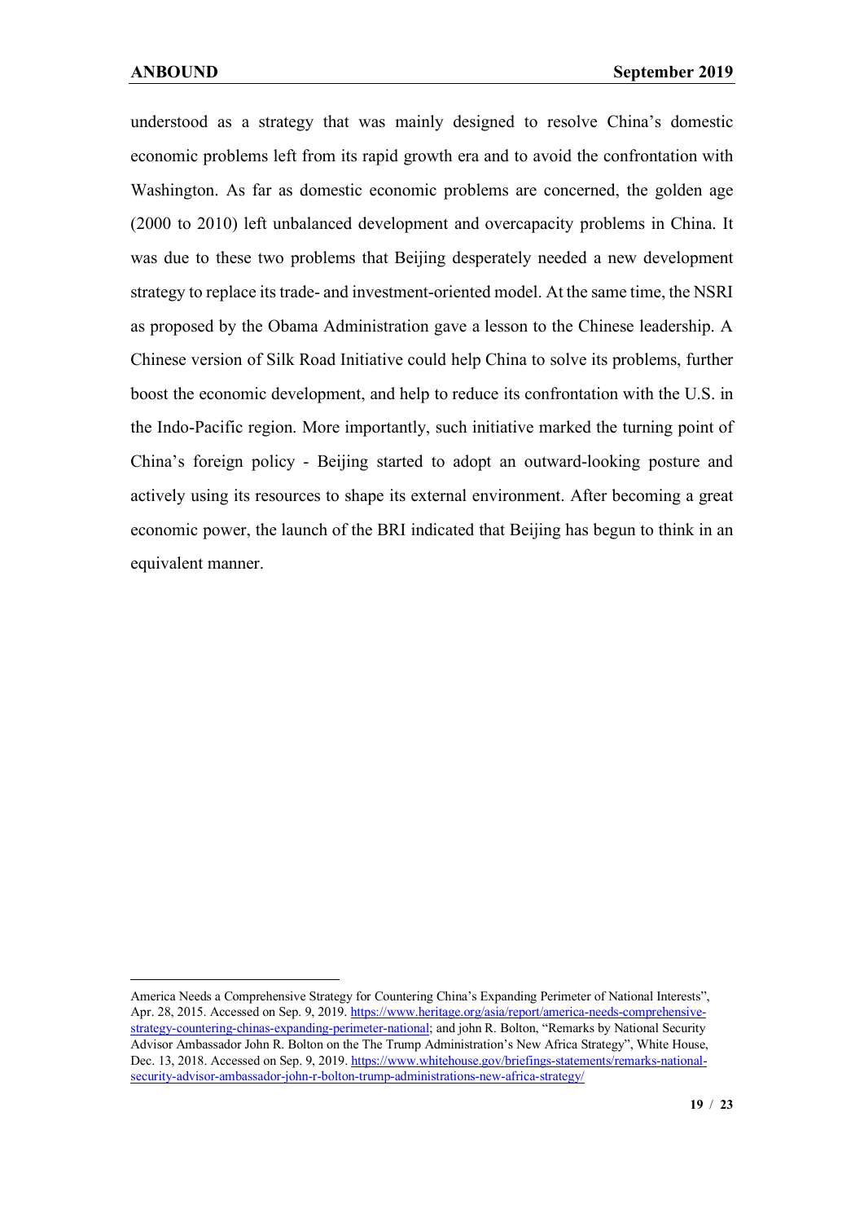understood as a strategy that was mainly designed to resolve China's domestic economic problems left from its rapid growth era and to avoid the confrontation with Washington. As far as domestic economic problems are concerned, the golden age (2000 to 2010) left unbalanced development and overcapacity problems in China. It was due to these two problems that Beijing desperately needed a new development strategy to replace its trade- and investment-oriented model. At the same time, the NSRI as proposed by the Obama Administration gave a lesson to the Chinese leadership. A Chinese version of Silk Road Initiative could help China to solve its problems, further boost the economic development, and help to reduce its confrontation with the U.S. in the Indo-Pacific region. More importantly, such initiative marked the turning point of China's foreign policy - Beijing started to adopt an outward-looking posture and actively using its resources to shape its external environment. After becoming a great economic power, the launch of the BRI indicated that Beijing has begun to think in an equivalent manner.

---

America Needs a Comprehensive Strategy for Countering China's Expanding Perimeter of National Interests", Apr. 28, 2015. Accessed on Sep. 9, 2019. https://www.heritage.org/asia/report/america-needs-comprehensive-strategy-countering-chinas-expanding-perimeter-national; and john R. Bolton, "Remarks by National Security Advisor Ambassador John R. Bolton on the The Trump Administration's New Africa Strategy", White House, Dec. 13, 2018. Accessed on Sep. 9, 2019. https://www.whitehouse.gov/briefings-statements/remarks-national-security-advisor-ambassador-john-r-bolton-trump-administrations-new-africa-strategy/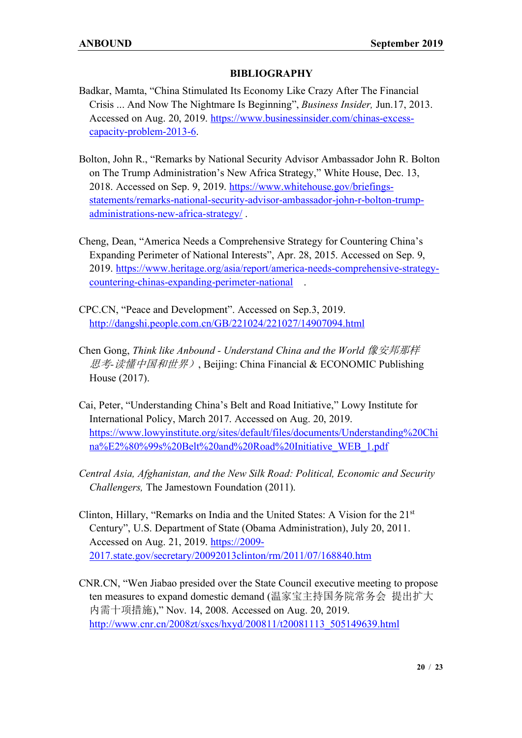## BIBLIOGRAPHY

Badkar, Mamta, "China Stimulated Its Economy Like Crazy After The Financial Crisis ... And Now The Nightmare Is Beginning", *Business Insider,* Jun.17, 2013. Accessed on Aug. 20, 2019. https://www.businessinsider.com/chinas-excess-capacity-problem-2013-6.

Bolton, John R., "Remarks by National Security Advisor Ambassador John R. Bolton on The Trump Administration's New Africa Strategy," White House, Dec. 13, 2018. Accessed on Sep. 9, 2019. https://www.whitehouse.gov/briefings-statements/remarks-national-security-advisor-ambassador-john-r-bolton-trump-administrations-new-africa-strategy/ .

Cheng, Dean, "America Needs a Comprehensive Strategy for Countering China's Expanding Perimeter of National Interests", Apr. 28, 2015. Accessed on Sep. 9, 2019. https://www.heritage.org/asia/report/america-needs-comprehensive-strategy-countering-chinas-expanding-perimeter-national .

CPC.CN, "Peace and Development". Accessed on Sep.3, 2019. http://dangshi.people.com.cn/GB/221024/221027/14907094.html

Chen Gong, *Think like Anbound - Understand China and the World 像安邦那样思考-读懂中国和世界）*, Beijing: China Financial & ECONOMIC Publishing House (2017).

Cai, Peter, "Understanding China's Belt and Road Initiative," Lowy Institute for International Policy, March 2017. Accessed on Aug. 20, 2019. https://www.lowyinstitute.org/sites/default/files/documents/Understanding%20China%E2%80%99s%20Belt%20and%20Road%20Initiative_WEB_1.pdf

*Central Asia, Afghanistan, and the New Silk Road: Political, Economic and Security Challengers,* The Jamestown Foundation (2011).

Clinton, Hillary, "Remarks on India and the United States: A Vision for the 21st Century", U.S. Department of State (Obama Administration), July 20, 2011. Accessed on Aug. 21, 2019. https://2009-2017.state.gov/secretary/20092013clinton/rm/2011/07/168840.htm

CNR.CN, "Wen Jiabao presided over the State Council executive meeting to propose ten measures to expand domestic demand (温家宝主持国务院常务会 提出扩大内需十项措施)," Nov. 14, 2008. Accessed on Aug. 20, 2019. http://www.cnr.cn/2008zt/sxcs/hxyd/200811/t20081113_505149639.html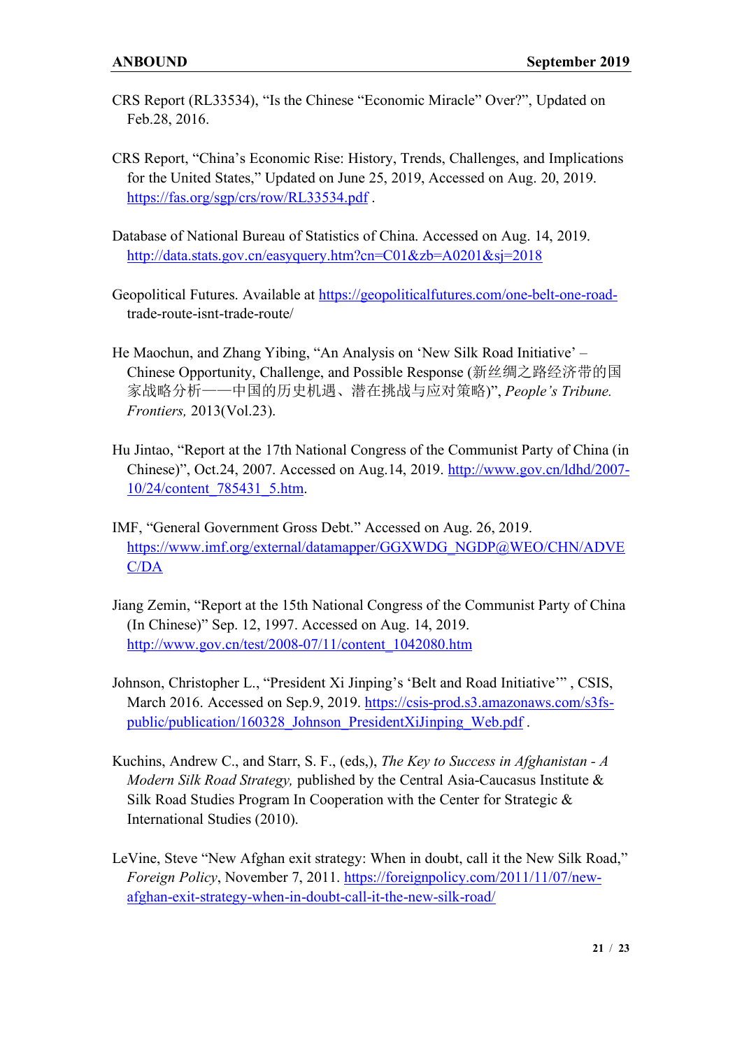CRS Report (RL33534), "Is the Chinese "Economic Miracle" Over?", Updated on Feb.28, 2016.

CRS Report, "China's Economic Rise: History, Trends, Challenges, and Implications for the United States," Updated on June 25, 2019, Accessed on Aug. 20, 2019. https://fas.org/sgp/crs/row/RL33534.pdf .

Database of National Bureau of Statistics of China. Accessed on Aug. 14, 2019. http://data.stats.gov.cn/easyquery.htm?cn=C01&zb=A0201&sj=2018

Geopolitical Futures. Available at https://geopoliticalfutures.com/one-belt-one-road-trade-route-isnt-trade-route/

He Maochun, and Zhang Yibing, "An Analysis on 'New Silk Road Initiative' – Chinese Opportunity, Challenge, and Possible Response (新丝绸之路经济带的国家战略分析——中国的历史机遇、潜在挑战与应对策略)", *People's Tribune. Frontiers,* 2013(Vol.23).

Hu Jintao, "Report at the 17th National Congress of the Communist Party of China (in Chinese)", Oct.24, 2007. Accessed on Aug.14, 2019. http://www.gov.cn/ldhd/2007-10/24/content_785431_5.htm.

IMF, "General Government Gross Debt." Accessed on Aug. 26, 2019. https://www.imf.org/external/datamapper/GGXWDG_NGDP@WEO/CHN/ADVEC/DA

Jiang Zemin, "Report at the 15th National Congress of the Communist Party of China (In Chinese)" Sep. 12, 1997. Accessed on Aug. 14, 2019. http://www.gov.cn/test/2008-07/11/content_1042080.htm

Johnson, Christopher L., "President Xi Jinping's 'Belt and Road Initiative'" , CSIS, March 2016. Accessed on Sep.9, 2019. https://csis-prod.s3.amazonaws.com/s3fs-public/publication/160328_Johnson_PresidentXiJinping_Web.pdf .

Kuchins, Andrew C., and Starr, S. F., (eds,), *The Key to Success in Afghanistan - A Modern Silk Road Strategy,* published by the Central Asia-Caucasus Institute & Silk Road Studies Program In Cooperation with the Center for Strategic & International Studies (2010).

LeVine, Steve "New Afghan exit strategy: When in doubt, call it the New Silk Road," *Foreign Policy*, November 7, 2011. https://foreignpolicy.com/2011/11/07/new-afghan-exit-strategy-when-in-doubt-call-it-the-new-silk-road/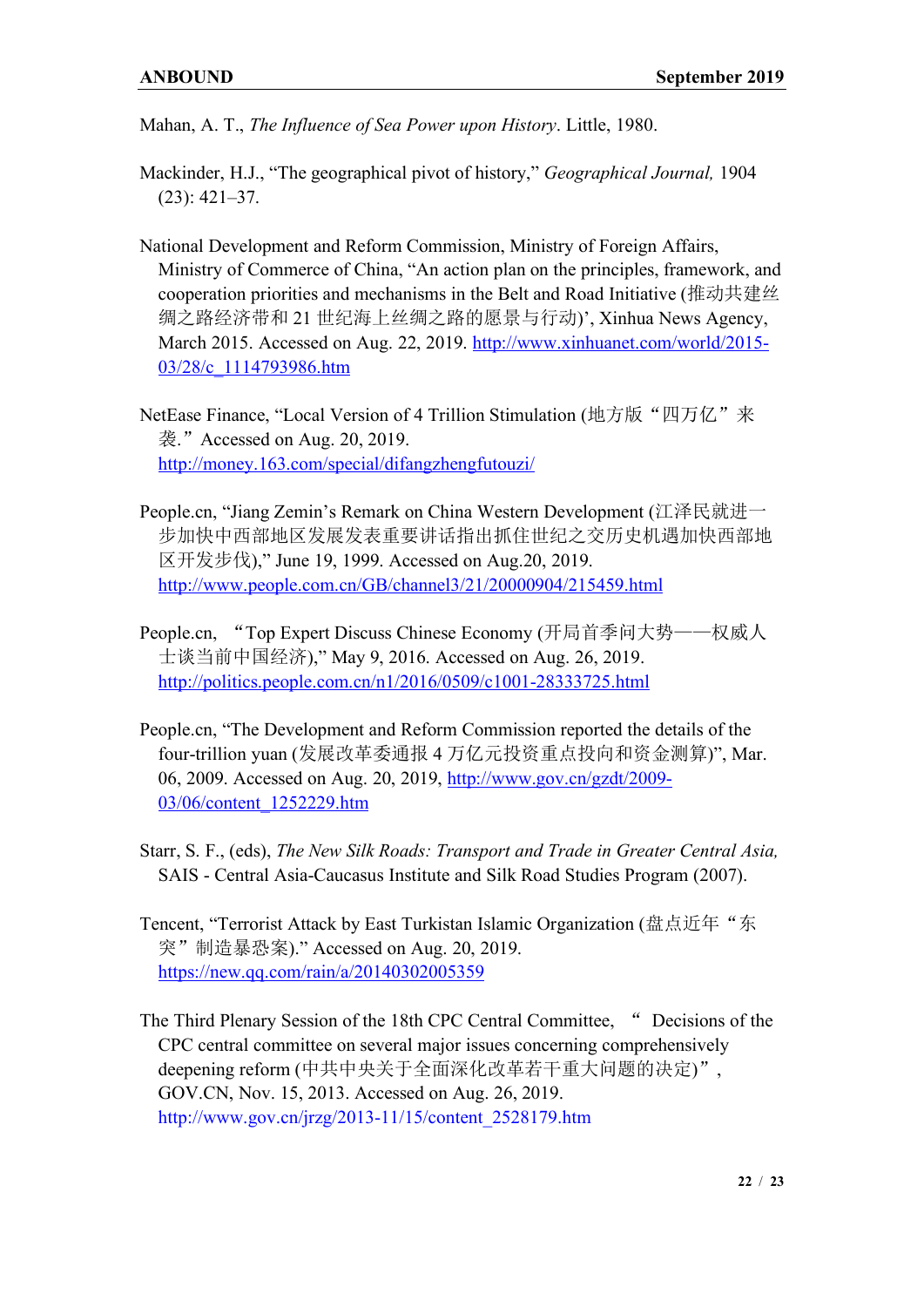Mahan, A. T., *The Influence of Sea Power upon History*. Little, 1980.

Mackinder, H.J., “The geographical pivot of history,” *Geographical Journal,* 1904 (23): 421–37.

National Development and Reform Commission, Ministry of Foreign Affairs, Ministry of Commerce of China, “An action plan on the principles, framework, and cooperation priorities and mechanisms in the Belt and Road Initiative (推动共建丝绸之路经济带和 21 世纪海上丝绸之路的愿景与行动)’, Xinhua News Agency, March 2015. Accessed on Aug. 22, 2019. http://www.xinhuanet.com/world/2015-03/28/c_1114793986.htm

NetEase Finance, “Local Version of 4 Trillion Stimulation (地方版“四万亿”来袭.”Accessed on Aug. 20, 2019. http://money.163.com/special/difangzhengfutouzi/

People.cn, “Jiang Zemin’s Remark on China Western Development (江泽民就进一步加快中西部地区发展发表重要讲话指出抓住世纪之交历史机遇加快西部地区开发步伐),” June 19, 1999. Accessed on Aug.20, 2019. http://www.people.com.cn/GB/channel3/21/20000904/215459.html

People.cn, “Top Expert Discuss Chinese Economy (开局首季问大势——权威人士谈当前中国经济),” May 9, 2016. Accessed on Aug. 26, 2019. http://politics.people.com.cn/n1/2016/0509/c1001-28333725.html

People.cn, “The Development and Reform Commission reported the details of the four-trillion yuan (发展改革委通报 4 万亿元投资重点投向和资金测算)”, Mar. 06, 2009. Accessed on Aug. 20, 2019, http://www.gov.cn/gzdt/2009-03/06/content_1252229.htm

Starr, S. F., (eds), *The New Silk Roads: Transport and Trade in Greater Central Asia,* SAIS - Central Asia-Caucasus Institute and Silk Road Studies Program (2007).

Tencent, “Terrorist Attack by East Turkistan Islamic Organization (盘点近年“东突”制造暴恐案).” Accessed on Aug. 20, 2019. https://new.qq.com/rain/a/20140302005359

The Third Plenary Session of the 18th CPC Central Committee, “ Decisions of the CPC central committee on several major issues concerning comprehensively deepening reform (中共中央关于全面深化改革若干重大问题的决定)”, GOV.CN, Nov. 15, 2013. Accessed on Aug. 26, 2019. http://www.gov.cn/jrzg/2013-11/15/content_2528179.htm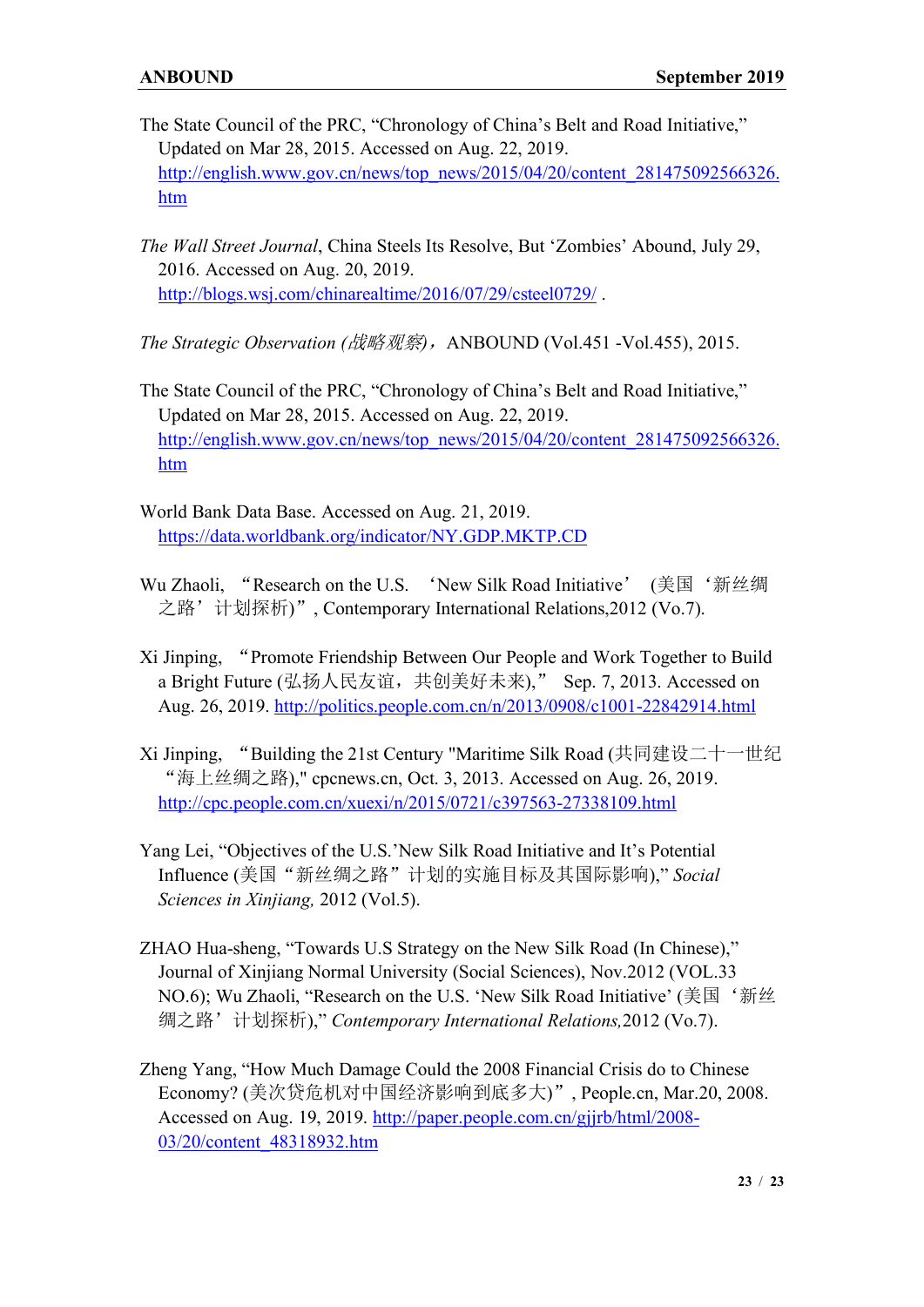The State Council of the PRC, "Chronology of China's Belt and Road Initiative," Updated on Mar 28, 2015. Accessed on Aug. 22, 2019. http://english.www.gov.cn/news/top_news/2015/04/20/content_281475092566326.htm

*The Wall Street Journal*, China Steels Its Resolve, But 'Zombies' Abound, July 29, 2016. Accessed on Aug. 20, 2019. http://blogs.wsj.com/chinarealtime/2016/07/29/csteel0729/ .

*The Strategic Observation (战略观察)*，ANBOUND (Vol.451 -Vol.455), 2015.

The State Council of the PRC, "Chronology of China's Belt and Road Initiative," Updated on Mar 28, 2015. Accessed on Aug. 22, 2019. http://english.www.gov.cn/news/top_news/2015/04/20/content_281475092566326.htm

World Bank Data Base. Accessed on Aug. 21, 2019. https://data.worldbank.org/indicator/NY.GDP.MKTP.CD

Wu Zhaoli, "Research on the U.S. 'New Silk Road Initiative' (美国'新丝绸之路'计划探析)", Contemporary International Relations,2012 (Vo.7).

Xi Jinping, "Promote Friendship Between Our People and Work Together to Build a Bright Future (弘扬人民友谊，共创美好未来)," Sep. 7, 2013. Accessed on Aug. 26, 2019. http://politics.people.com.cn/n/2013/0908/c1001-22842914.html

Xi Jinping, "Building the 21st Century "Maritime Silk Road (共同建设二十一世纪"海上丝绸之路)," cpcnews.cn, Oct. 3, 2013. Accessed on Aug. 26, 2019. http://cpc.people.com.cn/xuexi/n/2015/0721/c397563-27338109.html

Yang Lei, "Objectives of the U.S.'New Silk Road Initiative and It's Potential Influence (美国"新丝绸之路"计划的实施目标及其国际影响)," *Social Sciences in Xinjiang,* 2012 (Vol.5).

ZHAO Hua-sheng, "Towards U.S Strategy on the New Silk Road (In Chinese)," Journal of Xinjiang Normal University (Social Sciences), Nov.2012 (VOL.33 NO.6); Wu Zhaoli, "Research on the U.S. 'New Silk Road Initiative' (美国'新丝绸之路'计划探析)," *Contemporary International Relations,*2012 (Vo.7).

Zheng Yang, "How Much Damage Could the 2008 Financial Crisis do to Chinese Economy? (美次贷危机对中国经济影响到底多大)", People.cn, Mar.20, 2008. Accessed on Aug. 19, 2019. http://paper.people.com.cn/gjjrb/html/2008-03/20/content_48318932.htm